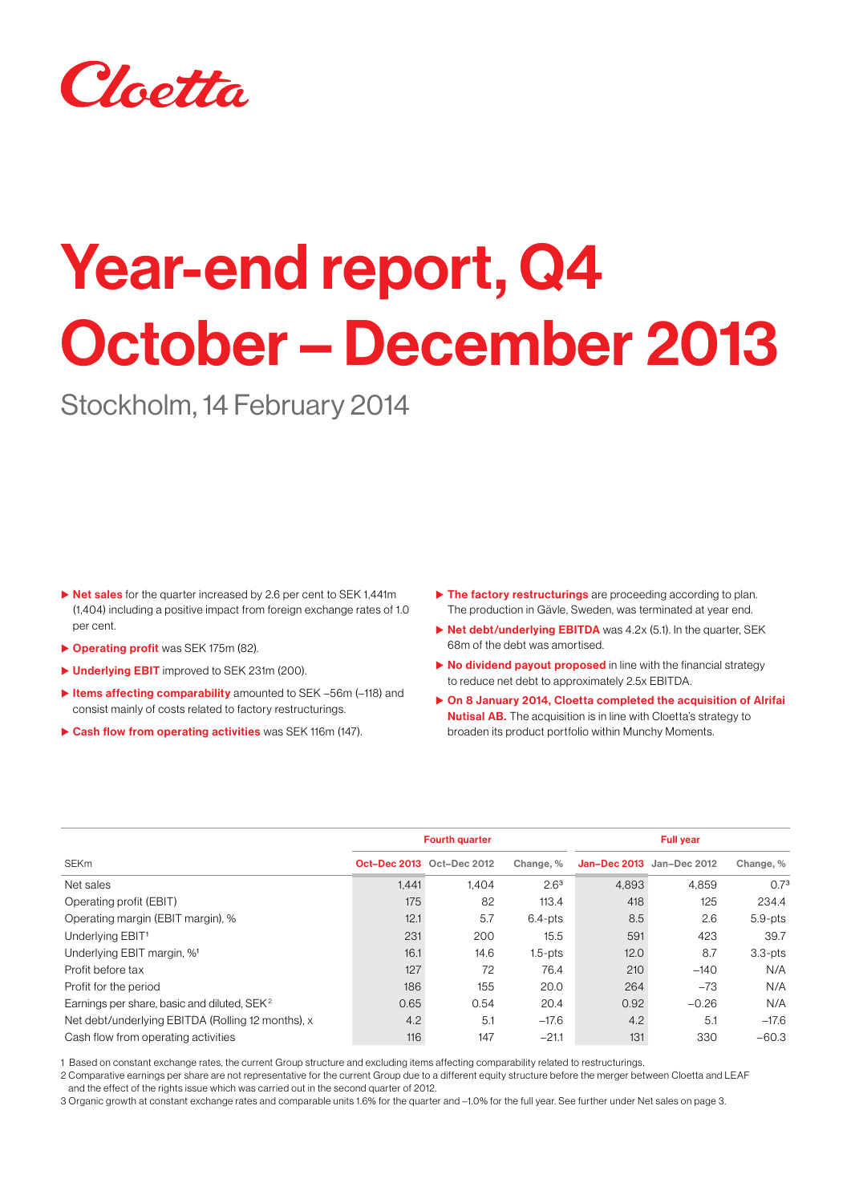Cloetta

# Year-end report, Q4 October – December 2013

Stockholm, 14 February 2014

- **Net sales** for the quarter increased by 2.6 per cent to SEK 1,441m (1,404) including a positive impact from foreign exchange rates of 1.0 per cent.
- **Operating profit** was SEK 175m (82).
- **Underlying EBIT** improved to SEK 231m (200).
- **Items affecting comparability** amounted to SEK –56m (–118) and consist mainly of costs related to factory restructurings.
- **Cash flow from operating activities** was SEK 116m (147).
- **The factory restructurings** are proceeding according to plan. The production in Gävle, Sweden, was terminated at year end.
- **Net debt/underlying EBITDA** was 4.2x (5.1). In the quarter, SEK 68m of the debt was amortised.
- **No dividend payout proposed** in line with the financial strategy to reduce net debt to approximately 2.5x EBITDA.
- **On 8 January 2014, Cloetta completed the acquisition of Alrifai Nutisal AB.** The acquisition is in line with Cloetta's strategy to broaden its product portfolio within Munchy Moments.

| | Fourth quarter | | | Full year | | |
|---|---|---|---|---|---|---|
| SEKm | Oct–Dec 2013 | Oct–Dec 2012 | Change, % | Jan–Dec 2013 | Jan–Dec 2012 | Change, % |
| Net sales | 1,441 | 1,404 | 2.6[3] | 4,893 | 4,859 | 0.7[3] |
| Operating profit (EBIT) | 175 | 82 | 113.4 | 418 | 125 | 234.4 |
| Operating margin (EBIT margin), % | 12.1 | 5.7 | 6.4-pts | 8.5 | 2.6 | 5.9-pts |
| Underlying EBIT[1] | 231 | 200 | 15.5 | 591 | 423 | 39.7 |
| Underlying EBIT margin, %[1] | 16.1 | 14.6 | 1.5-pts | 12.0 | 8.7 | 3.3-pts |
| Profit before tax | 127 | 72 | 76.4 | 210 | –140 | N/A |
| Profit for the period | 186 | 155 | 20.0 | 264 | –73 | N/A |
| Earnings per share, basic and diluted, SEK[2] | 0.65 | 0.54 | 20.4 | 0.92 | –0.26 | N/A |
| Net debt/underlying EBITDA (Rolling 12 months), x | 4.2 | 5.1 | –17.6 | 4.2 | 5.1 | –17.6 |
| Cash flow from operating activities | 116 | 147 | –21.1 | 131 | 330 | –60.3 |

1 Based on constant exchange rates, the current Group structure and excluding items affecting comparability related to restructurings.
2 Comparative earnings per share are not representative for the current Group due to a different equity structure before the merger between Cloetta and LEAF and the effect of the rights issue which was carried out in the second quarter of 2012.
3 Organic growth at constant exchange rates and comparable units 1.6% for the quarter and –1.0% for the full year. See further under Net sales on page 3.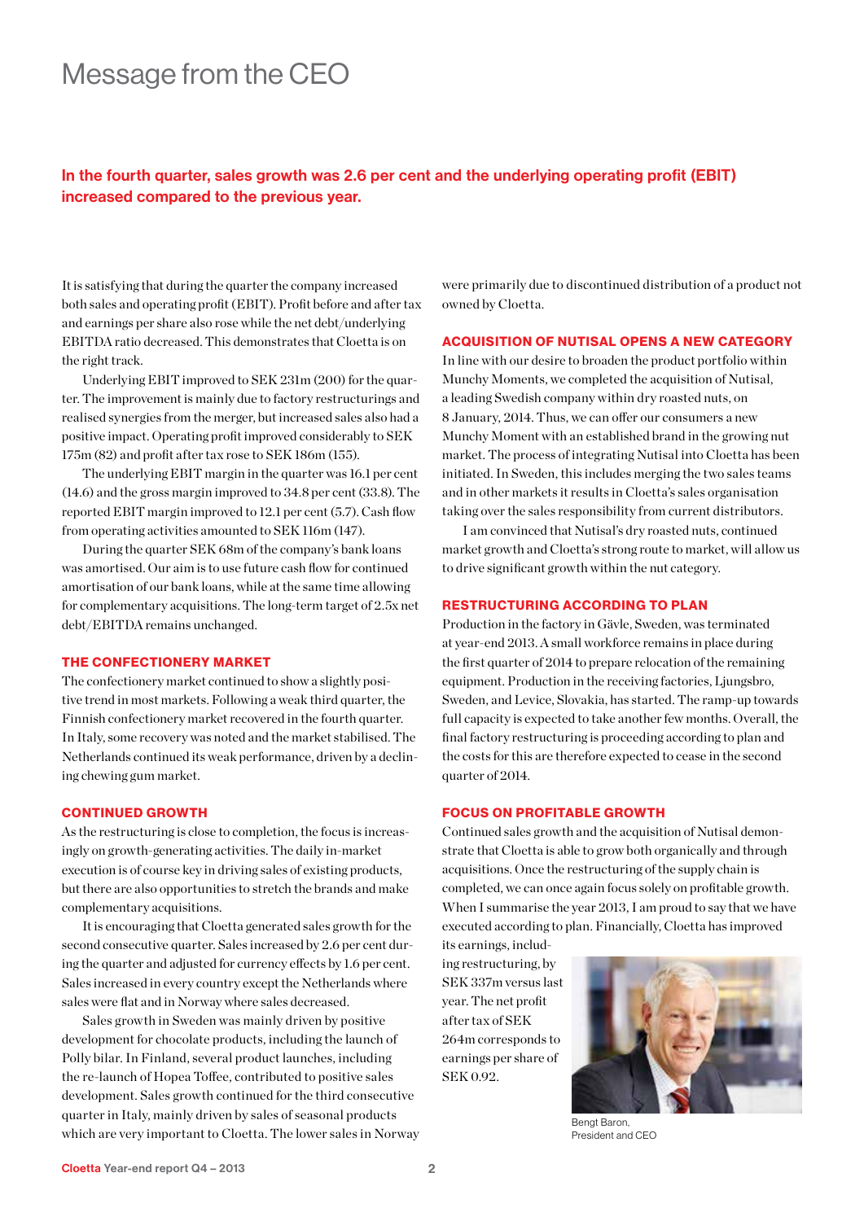# Message from the CEO

**In the fourth quarter, sales growth was 2.6 per cent and the underlying operating profit (EBIT) increased compared to the previous year.**

It is satisfying that during the quarter the company increased both sales and operating profit (EBIT). Profit before and after tax and earnings per share also rose while the net debt/underlying EBITDA ratio decreased. This demonstrates that Cloetta is on the right track.

Underlying EBIT improved to SEK 231m (200) for the quarter. The improvement is mainly due to factory restructurings and realised synergies from the merger, but increased sales also had a positive impact. Operating profit improved considerably to SEK 175m (82) and profit after tax rose to SEK 186m (155).

The underlying EBIT margin in the quarter was 16.1 per cent (14.6) and the gross margin improved to 34.8 per cent (33.8). The reported EBIT margin improved to 12.1 per cent (5.7). Cash flow from operating activities amounted to SEK 116m (147).

During the quarter SEK 68m of the company's bank loans was amortised. Our aim is to use future cash flow for continued amortisation of our bank loans, while at the same time allowing for complementary acquisitions. The long-term target of 2.5x net debt/EBITDA remains unchanged.

## THE CONFECTIONERY MARKET

The confectionery market continued to show a slightly positive trend in most markets. Following a weak third quarter, the Finnish confectionery market recovered in the fourth quarter. In Italy, some recovery was noted and the market stabilised. The Netherlands continued its weak performance, driven by a declining chewing gum market.

## CONTINUED GROWTH

As the restructuring is close to completion, the focus is increasingly on growth-generating activities. The daily in-market execution is of course key in driving sales of existing products, but there are also opportunities to stretch the brands and make complementary acquisitions.

It is encouraging that Cloetta generated sales growth for the second consecutive quarter. Sales increased by 2.6 per cent during the quarter and adjusted for currency effects by 1.6 per cent. Sales increased in every country except the Netherlands where sales were flat and in Norway where sales decreased.

Sales growth in Sweden was mainly driven by positive development for chocolate products, including the launch of Polly bilar. In Finland, several product launches, including the re-launch of Hopea Toffee, contributed to positive sales development. Sales growth continued for the third consecutive quarter in Italy, mainly driven by sales of seasonal products which are very important to Cloetta. The lower sales in Norway were primarily due to discontinued distribution of a product not owned by Cloetta.

## ACQUISITION OF NUTISAL OPENS A NEW CATEGORY

In line with our desire to broaden the product portfolio within Munchy Moments, we completed the acquisition of Nutisal, a leading Swedish company within dry roasted nuts, on 8 January, 2014. Thus, we can offer our consumers a new Munchy Moment with an established brand in the growing nut market. The process of integrating Nutisal into Cloetta has been initiated. In Sweden, this includes merging the two sales teams and in other markets it results in Cloetta's sales organisation taking over the sales responsibility from current distributors.

I am convinced that Nutisal's dry roasted nuts, continued market growth and Cloetta's strong route to market, will allow us to drive significant growth within the nut category.

## RESTRUCTURING ACCORDING TO PLAN

Production in the factory in Gävle, Sweden, was terminated at year-end 2013. A small workforce remains in place during the first quarter of 2014 to prepare relocation of the remaining equipment. Production in the receiving factories, Ljungsbro, Sweden, and Levice, Slovakia, has started. The ramp-up towards full capacity is expected to take another few months. Overall, the final factory restructuring is proceeding according to plan and the costs for this are therefore expected to cease in the second quarter of 2014.

## FOCUS ON PROFITABLE GROWTH

Continued sales growth and the acquisition of Nutisal demonstrate that Cloetta is able to grow both organically and through acquisitions. Once the restructuring of the supply chain is completed, we can once again focus solely on profitable growth. When I summarise the year 2013, I am proud to say that we have executed according to plan. Financially, Cloetta has improved its earnings, including restructuring, by SEK 337m versus last year. The net profit after tax of SEK 264m corresponds to earnings per share of SEK 0.92.

Bengt Baron,
President and CEO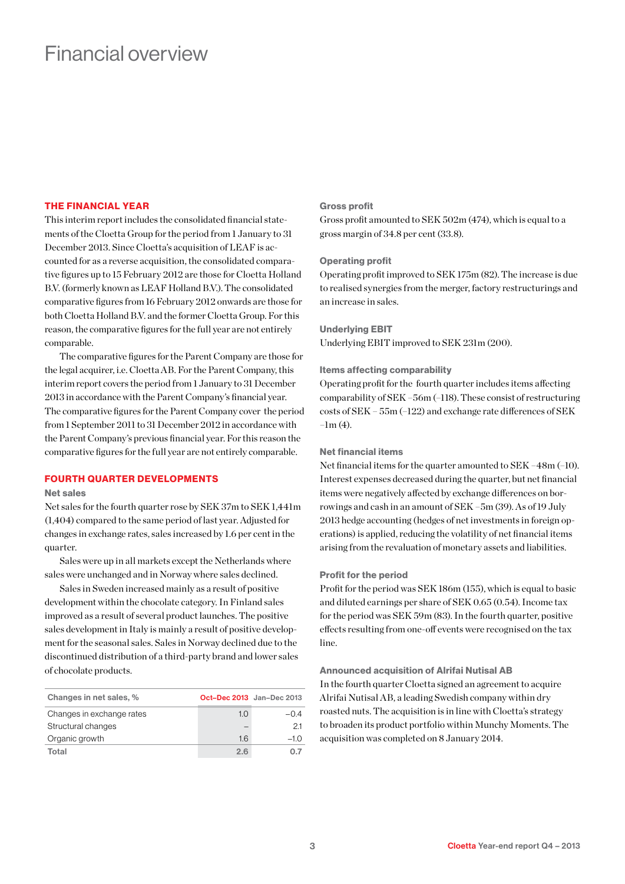# Financial overview

## THE FINANCIAL YEAR

This interim report includes the consolidated financial statements of the Cloetta Group for the period from 1 January to 31 December 2013. Since Cloetta's acquisition of LEAF is accounted for as a reverse acquisition, the consolidated comparative figures up to 15 February 2012 are those for Cloetta Holland B.V. (formerly known as LEAF Holland B.V.). The consolidated comparative figures from 16 February 2012 onwards are those for both Cloetta Holland B.V. and the former Cloetta Group. For this reason, the comparative figures for the full year are not entirely comparable.

The comparative figures for the Parent Company are those for the legal acquirer, i.e. Cloetta AB. For the Parent Company, this interim report covers the period from 1 January to 31 December 2013 in accordance with the Parent Company's financial year. The comparative figures for the Parent Company cover the period from 1 September 2011 to 31 December 2012 in accordance with the Parent Company's previous financial year. For this reason the comparative figures for the full year are not entirely comparable.

## FOURTH QUARTER DEVELOPMENTS

### Net sales

Net sales for the fourth quarter rose by SEK 37m to SEK 1,441m (1,404) compared to the same period of last year. Adjusted for changes in exchange rates, sales increased by 1.6 per cent in the quarter.

Sales were up in all markets except the Netherlands where sales were unchanged and in Norway where sales declined.

Sales in Sweden increased mainly as a result of positive development within the chocolate category. In Finland sales improved as a result of several product launches. The positive sales development in Italy is mainly a result of positive development for the seasonal sales. Sales in Norway declined due to the discontinued distribution of a third-party brand and lower sales of chocolate products.

| Changes in net sales, % | Oct–Dec 2013 | Jan–Dec 2013 |
|---|---|---|
| Changes in exchange rates | 1.0 | –0.4 |
| Structural changes | – | 2.1 |
| Organic growth | 1.6 | –1.0 |
| **Total** | **2.6** | **0.7** |

### Gross profit

Gross profit amounted to SEK 502m (474), which is equal to a gross margin of 34.8 per cent (33.8).

### Operating profit

Operating profit improved to SEK 175m (82). The increase is due to realised synergies from the merger, factory restructurings and an increase in sales.

### Underlying EBIT

Underlying EBIT improved to SEK 231m (200).

### Items affecting comparability

Operating profit for the fourth quarter includes items affecting comparability of SEK –56m (–118). These consist of restructuring costs of SEK – 55m (–122) and exchange rate differences of SEK –1m (4).

### Net financial items

Net financial items for the quarter amounted to SEK –48m (–10). Interest expenses decreased during the quarter, but net financial items were negatively affected by exchange differences on borrowings and cash in an amount of SEK –5m (39). As of 19 July 2013 hedge accounting (hedges of net investments in foreign operations) is applied, reducing the volatility of net financial items arising from the revaluation of monetary assets and liabilities.

### Profit for the period

Profit for the period was SEK 186m (155), which is equal to basic and diluted earnings per share of SEK 0.65 (0.54). Income tax for the period was SEK 59m (83). In the fourth quarter, positive effects resulting from one-off events were recognised on the tax line.

### Announced acquisition of Alrifai Nutisal AB

In the fourth quarter Cloetta signed an agreement to acquire Alrifai Nutisal AB, a leading Swedish company within dry roasted nuts. The acquisition is in line with Cloetta's strategy to broaden its product portfolio within Munchy Moments. The acquisition was completed on 8 January 2014.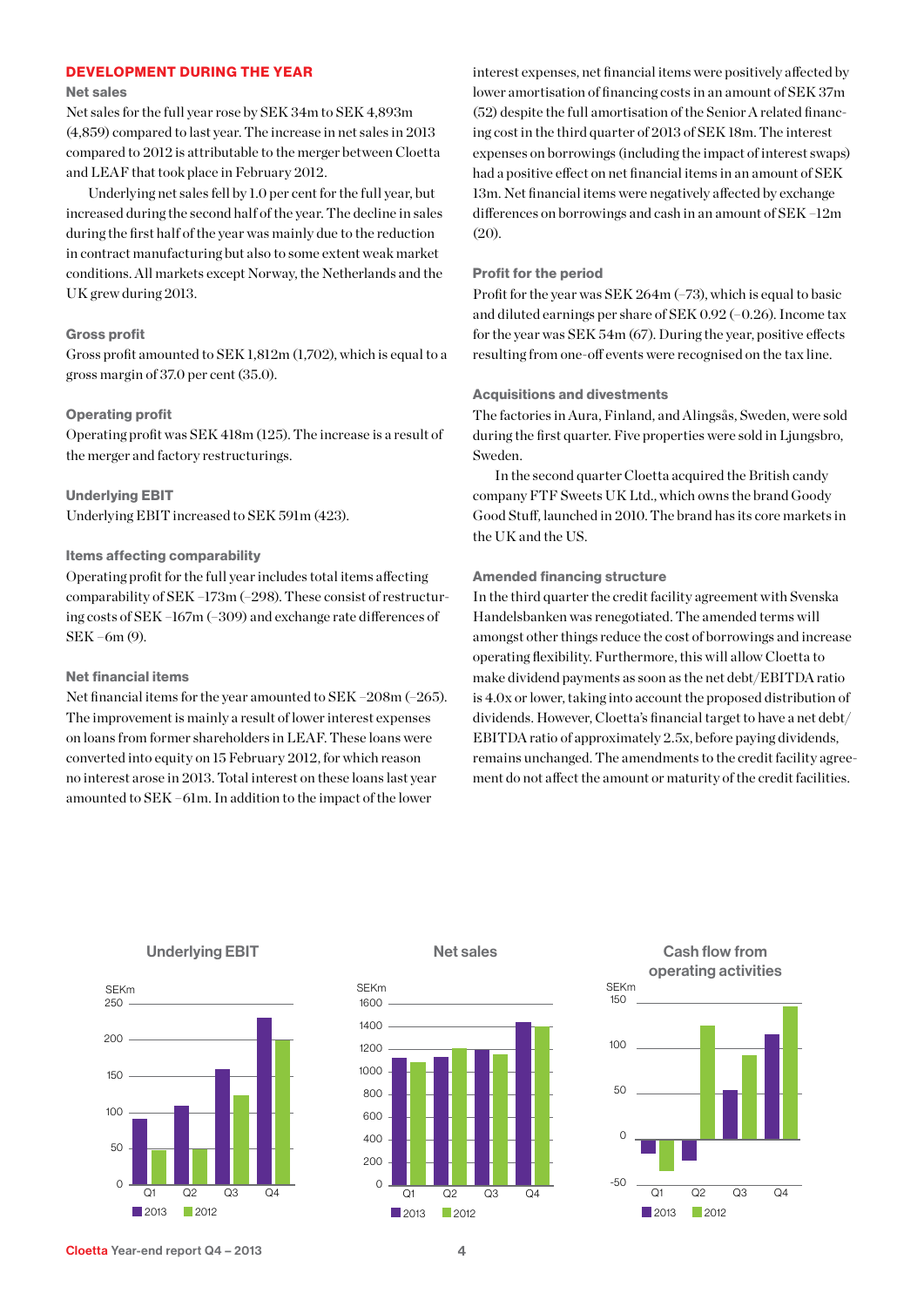## DEVELOPMENT DURING THE YEAR

### Net sales

Net sales for the full year rose by SEK 34m to SEK 4,893m (4,859) compared to last year. The increase in net sales in 2013 compared to 2012 is attributable to the merger between Cloetta and LEAF that took place in February 2012.

Underlying net sales fell by 1.0 per cent for the full year, but increased during the second half of the year. The decline in sales during the first half of the year was mainly due to the reduction in contract manufacturing but also to some extent weak market conditions. All markets except Norway, the Netherlands and the UK grew during 2013.

### Gross profit

Gross profit amounted to SEK 1,812m (1,702), which is equal to a gross margin of 37.0 per cent (35.0).

### Operating profit

Operating profit was SEK 418m (125). The increase is a result of the merger and factory restructurings.

### Underlying EBIT

Underlying EBIT increased to SEK 591m (423).

### Items affecting comparability

Operating profit for the full year includes total items affecting comparability of SEK –173m (–298). These consist of restructuring costs of SEK –167m (–309) and exchange rate differences of SEK –6m (9).

### Net financial items

Net financial items for the year amounted to SEK –208m (–265). The improvement is mainly a result of lower interest expenses on loans from former shareholders in LEAF. These loans were converted into equity on 15 February 2012, for which reason no interest arose in 2013. Total interest on these loans last year amounted to SEK –61m. In addition to the impact of the lower interest expenses, net financial items were positively affected by lower amortisation of financing costs in an amount of SEK 37m (52) despite the full amortisation of the Senior A related financing cost in the third quarter of 2013 of SEK 18m. The interest expenses on borrowings (including the impact of interest swaps) had a positive effect on net financial items in an amount of SEK 13m. Net financial items were negatively affected by exchange differences on borrowings and cash in an amount of SEK –12m (20).

### Profit for the period

Profit for the year was SEK 264m (–73), which is equal to basic and diluted earnings per share of SEK 0.92 (–0.26). Income tax for the year was SEK 54m (67). During the year, positive effects resulting from one-off events were recognised on the tax line.

### Acquisitions and divestments

The factories in Aura, Finland, and Alingsås, Sweden, were sold during the first quarter. Five properties were sold in Ljungsbro, Sweden.

In the second quarter Cloetta acquired the British candy company FTF Sweets UK Ltd., which owns the brand Goody Good Stuff, launched in 2010. The brand has its core markets in the UK and the US.

### Amended financing structure

In the third quarter the credit facility agreement with Svenska Handelsbanken was renegotiated. The amended terms will amongst other things reduce the cost of borrowings and increase operating flexibility. Furthermore, this will allow Cloetta to make dividend payments as soon as the net debt/EBITDA ratio is 4.0x or lower, taking into account the proposed distribution of dividends. However, Cloetta's financial target to have a net debt/EBITDA ratio of approximately 2.5x, before paying dividends, remains unchanged. The amendments to the credit facility agreement do not affect the amount or maturity of the credit facilities.

**Underlying EBIT** (SEKm; Q1–Q4; 2013, 2012)

**Net sales** (SEKm; Q1–Q4; 2013, 2012)

**Cash flow from operating activities** (SEKm; Q1–Q4; 2013, 2012)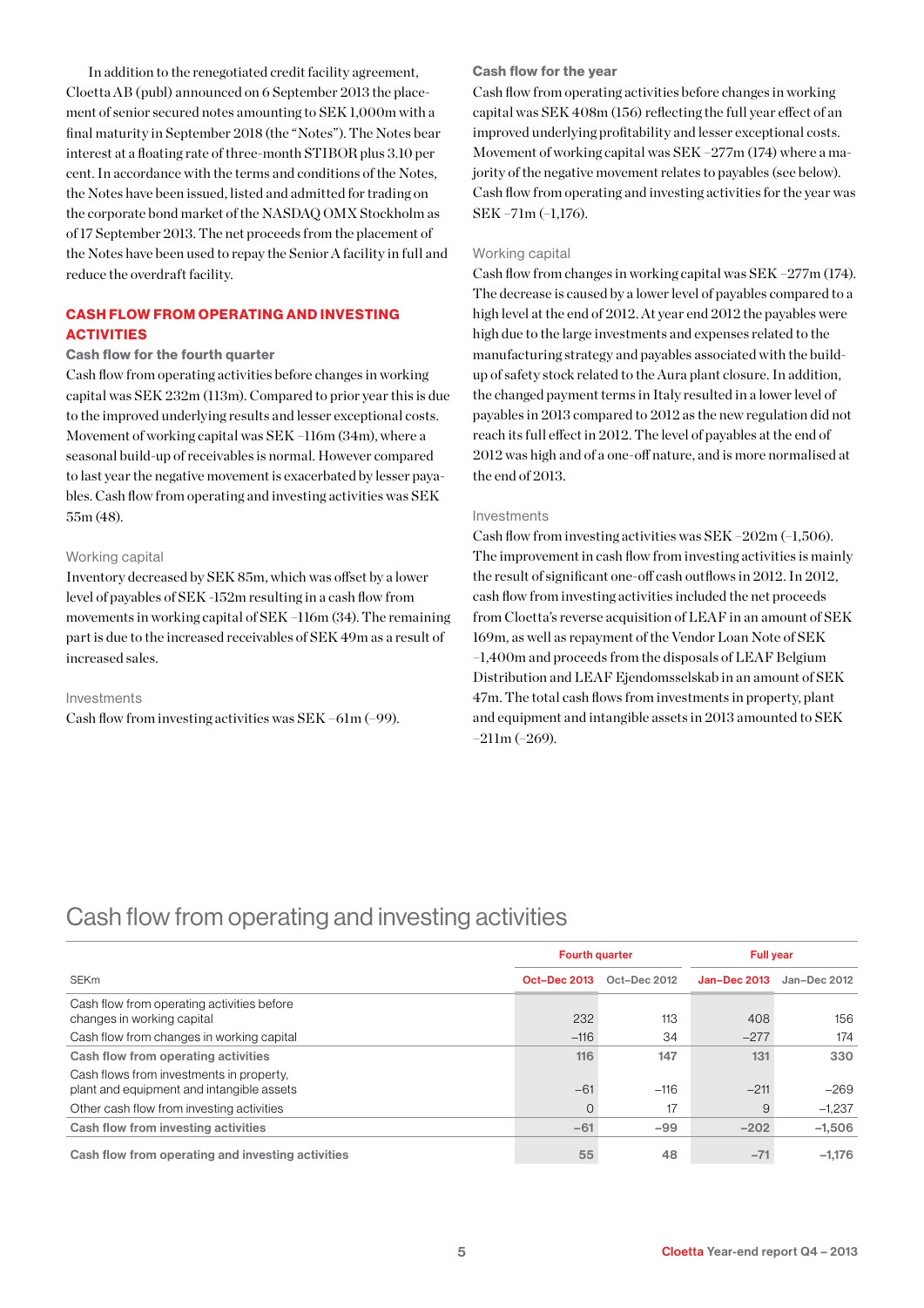In addition to the renegotiated credit facility agreement, Cloetta AB (publ) announced on 6 September 2013 the placement of senior secured notes amounting to SEK 1,000m with a final maturity in September 2018 (the "Notes"). The Notes bear interest at a floating rate of three-month STIBOR plus 3.10 per cent. In accordance with the terms and conditions of the Notes, the Notes have been issued, listed and admitted for trading on the corporate bond market of the NASDAQ OMX Stockholm as of 17 September 2013. The net proceeds from the placement of the Notes have been used to repay the Senior A facility in full and reduce the overdraft facility.

## CASH FLOW FROM OPERATING AND INVESTING ACTIVITIES

### Cash flow for the fourth quarter

Cash flow from operating activities before changes in working capital was SEK 232m (113m). Compared to prior year this is due to the improved underlying results and lesser exceptional costs. Movement of working capital was SEK –116m (34m), where a seasonal build-up of receivables is normal. However compared to last year the negative movement is exacerbated by lesser payables. Cash flow from operating and investing activities was SEK 55m (48).

#### Working capital

Inventory decreased by SEK 85m, which was offset by a lower level of payables of SEK -152m resulting in a cash flow from movements in working capital of SEK –116m (34). The remaining part is due to the increased receivables of SEK 49m as a result of increased sales.

#### Investments

Cash flow from investing activities was SEK –61m (–99).

### Cash flow for the year

Cash flow from operating activities before changes in working capital was SEK 408m (156) reflecting the full year effect of an improved underlying profitability and lesser exceptional costs. Movement of working capital was SEK –277m (174) where a majority of the negative movement relates to payables (see below). Cash flow from operating and investing activities for the year was SEK –71m (–1,176).

#### Working capital

Cash flow from changes in working capital was SEK –277m (174). The decrease is caused by a lower level of payables compared to a high level at the end of 2012. At year end 2012 the payables were high due to the large investments and expenses related to the manufacturing strategy and payables associated with the build-up of safety stock related to the Aura plant closure. In addition, the changed payment terms in Italy resulted in a lower level of payables in 2013 compared to 2012 as the new regulation did not reach its full effect in 2012. The level of payables at the end of 2012 was high and of a one-off nature, and is more normalised at the end of 2013.

#### Investments

Cash flow from investing activities was SEK –202m (–1,506). The improvement in cash flow from investing activities is mainly the result of significant one-off cash outflows in 2012. In 2012, cash flow from investing activities included the net proceeds from Cloetta's reverse acquisition of LEAF in an amount of SEK 169m, as well as repayment of the Vendor Loan Note of SEK –1,400m and proceeds from the disposals of LEAF Belgium Distribution and LEAF Ejendomsselskab in an amount of SEK 47m. The total cash flows from investments in property, plant and equipment and intangible assets in 2013 amounted to SEK –211m (–269).

## Cash flow from operating and investing activities

| | Fourth quarter | | Full year | |
|---|---|---|---|---|
| SEKm | Oct–Dec 2013 | Oct–Dec 2012 | Jan–Dec 2013 | Jan–Dec 2012 |
| Cash flow from operating activities before changes in working capital | 232 | 113 | 408 | 156 |
| Cash flow from changes in working capital | –116 | 34 | –277 | 174 |
| **Cash flow from operating activities** | **116** | **147** | **131** | **330** |
| Cash flows from investments in property, plant and equipment and intangible assets | –61 | –116 | –211 | –269 |
| Other cash flow from investing activities | 0 | 17 | 9 | –1,237 |
| **Cash flow from investing activities** | **–61** | **–99** | **–202** | **–1,506** |
| **Cash flow from operating and investing activities** | **55** | **48** | **–71** | **–1,176** |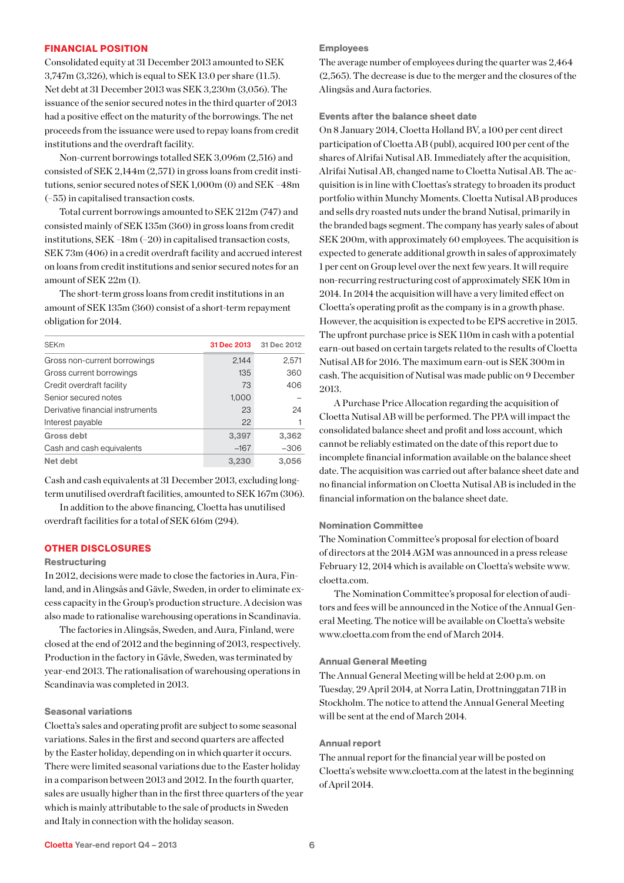## FINANCIAL POSITION

Consolidated equity at 31 December 2013 amounted to SEK 3,747m (3,326), which is equal to SEK 13.0 per share (11.5). Net debt at 31 December 2013 was SEK 3,230m (3,056). The issuance of the senior secured notes in the third quarter of 2013 had a positive effect on the maturity of the borrowings. The net proceeds from the issuance were used to repay loans from credit institutions and the overdraft facility.

Non-current borrowings totalled SEK 3,096m (2,516) and consisted of SEK 2,144m (2,571) in gross loans from credit institutions, senior secured notes of SEK 1,000m (0) and SEK –48m (–55) in capitalised transaction costs.

Total current borrowings amounted to SEK 212m (747) and consisted mainly of SEK 135m (360) in gross loans from credit institutions, SEK –18m (–20) in capitalised transaction costs, SEK 73m (406) in a credit overdraft facility and accrued interest on loans from credit institutions and senior secured notes for an amount of SEK 22m (1).

The short-term gross loans from credit institutions in an amount of SEK 135m (360) consist of a short-term repayment obligation for 2014.

| SEKm | 31 Dec 2013 | 31 Dec 2012 |
|---|---|---|
| Gross non-current borrowings | 2,144 | 2,571 |
| Gross current borrowings | 135 | 360 |
| Credit overdraft facility | 73 | 406 |
| Senior secured notes | 1,000 | – |
| Derivative financial instruments | 23 | 24 |
| Interest payable | 22 | 1 |
| **Gross debt** | **3,397** | **3,362** |
| Cash and cash equivalents | –167 | –306 |
| **Net debt** | **3,230** | **3,056** |

Cash and cash equivalents at 31 December 2013, excluding long-term unutilised overdraft facilities, amounted to SEK 167m (306).

In addition to the above financing, Cloetta has unutilised overdraft facilities for a total of SEK 616m (294).

## OTHER DISCLOSURES

### Restructuring

In 2012, decisions were made to close the factories in Aura, Finland, and in Alingsås and Gävle, Sweden, in order to eliminate excess capacity in the Group's production structure. A decision was also made to rationalise warehousing operations in Scandinavia.

The factories in Alingsås, Sweden, and Aura, Finland, were closed at the end of 2012 and the beginning of 2013, respectively. Production in the factory in Gävle, Sweden, was terminated by year-end 2013. The rationalisation of warehousing operations in Scandinavia was completed in 2013.

### Seasonal variations

Cloetta's sales and operating profit are subject to some seasonal variations. Sales in the first and second quarters are affected by the Easter holiday, depending on in which quarter it occurs. There were limited seasonal variations due to the Easter holiday in a comparison between 2013 and 2012. In the fourth quarter, sales are usually higher than in the first three quarters of the year which is mainly attributable to the sale of products in Sweden and Italy in connection with the holiday season.

### Employees

The average number of employees during the quarter was 2,464 (2,565). The decrease is due to the merger and the closures of the Alingsås and Aura factories.

### Events after the balance sheet date

On 8 January 2014, Cloetta Holland BV, a 100 per cent direct participation of Cloetta AB (publ), acquired 100 per cent of the shares of Alrifai Nutisal AB. Immediately after the acquisition, Alrifai Nutisal AB, changed name to Cloetta Nutisal AB. The acquisition is in line with Cloettas's strategy to broaden its product portfolio within Munchy Moments. Cloetta Nutisal AB produces and sells dry roasted nuts under the brand Nutisal, primarily in the branded bags segment. The company has yearly sales of about SEK 200m, with approximately 60 employees. The acquisition is expected to generate additional growth in sales of approximately 1 per cent on Group level over the next few years. It will require non-recurring restructuring cost of approximately SEK 10m in 2014. In 2014 the acquisition will have a very limited effect on Cloetta's operating profit as the company is in a growth phase. However, the acquisition is expected to be EPS accretive in 2015. The upfront purchase price is SEK 110m in cash with a potential earn-out based on certain targets related to the results of Cloetta Nutisal AB for 2016. The maximum earn-out is SEK 300m in cash. The acquisition of Nutisal was made public on 9 December 2013.

A Purchase Price Allocation regarding the acquisition of Cloetta Nutisal AB will be performed. The PPA will impact the consolidated balance sheet and profit and loss account, which cannot be reliably estimated on the date of this report due to incomplete financial information available on the balance sheet date. The acquisition was carried out after balance sheet date and no financial information on Cloetta Nutisal AB is included in the financial information on the balance sheet date.

### Nomination Committee

The Nomination Committee's proposal for election of board of directors at the 2014 AGM was announced in a press release February 12, 2014 which is available on Cloetta's website www.cloetta.com.

The Nomination Committee's proposal for election of auditors and fees will be announced in the Notice of the Annual General Meeting. The notice will be available on Cloetta's website www.cloetta.com from the end of March 2014.

### Annual General Meeting

The Annual General Meeting will be held at 2:00 p.m. on Tuesday, 29 April 2014, at Norra Latin, Drottninggatan 71B in Stockholm. The notice to attend the Annual General Meeting will be sent at the end of March 2014.

### Annual report

The annual report for the financial year will be posted on Cloetta's website www.cloetta.com at the latest in the beginning of April 2014.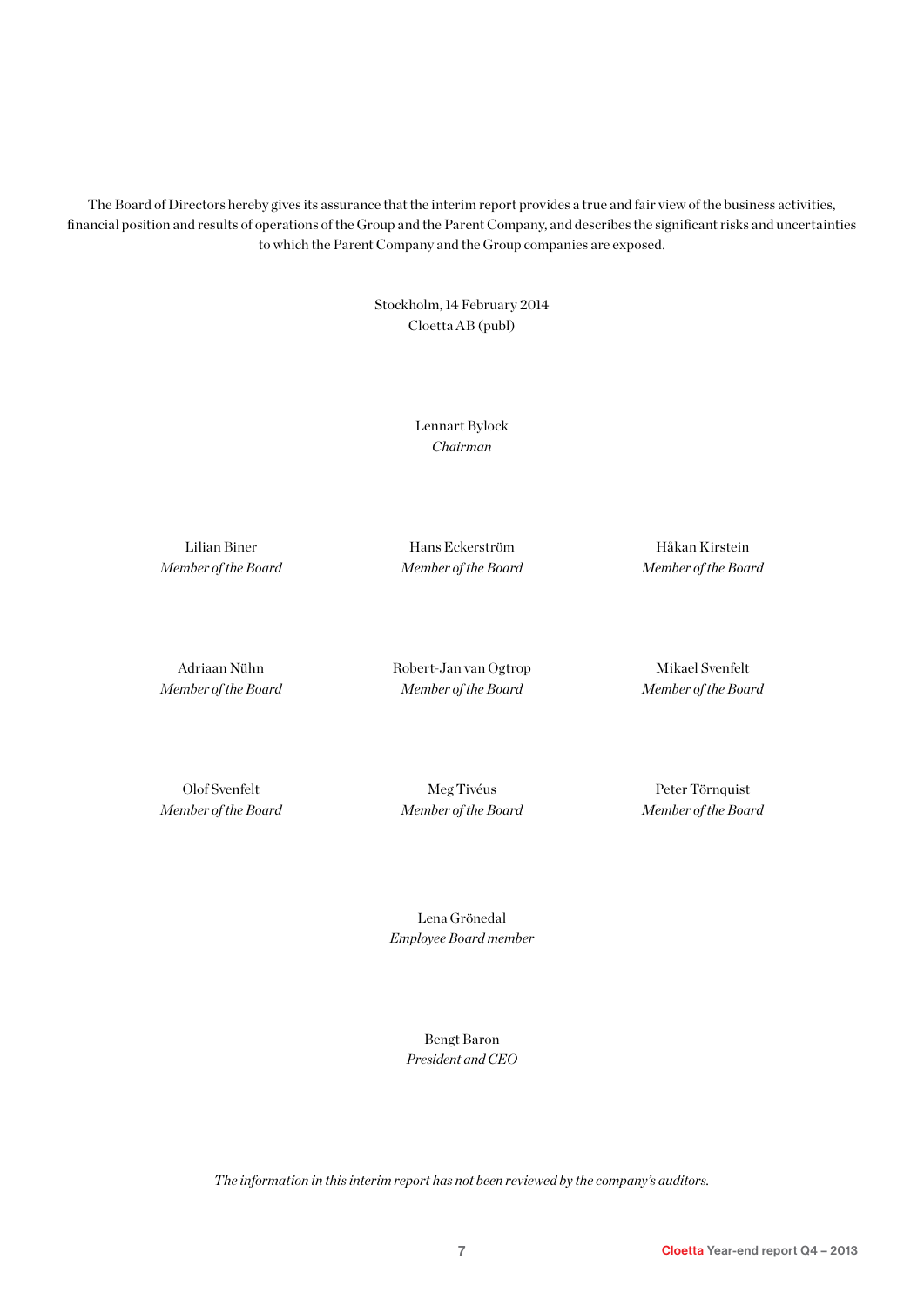The Board of Directors hereby gives its assurance that the interim report provides a true and fair view of the business activities, financial position and results of operations of the Group and the Parent Company, and describes the significant risks and uncertainties to which the Parent Company and the Group companies are exposed.

Stockholm, 14 February 2014
Cloetta AB (publ)

Lennart Bylock
*Chairman*

Lilian Biner
*Member of the Board*

Hans Eckerström
*Member of the Board*

Håkan Kirstein
*Member of the Board*

Adriaan Nühn
*Member of the Board*

Robert-Jan van Ogtrop
*Member of the Board*

Mikael Svenfelt
*Member of the Board*

Olof Svenfelt
*Member of the Board*

Meg Tivéus
*Member of the Board*

Peter Törnquist
*Member of the Board*

Lena Grönedal
*Employee Board member*

Bengt Baron
*President and CEO*

*The information in this interim report has not been reviewed by the company's auditors.*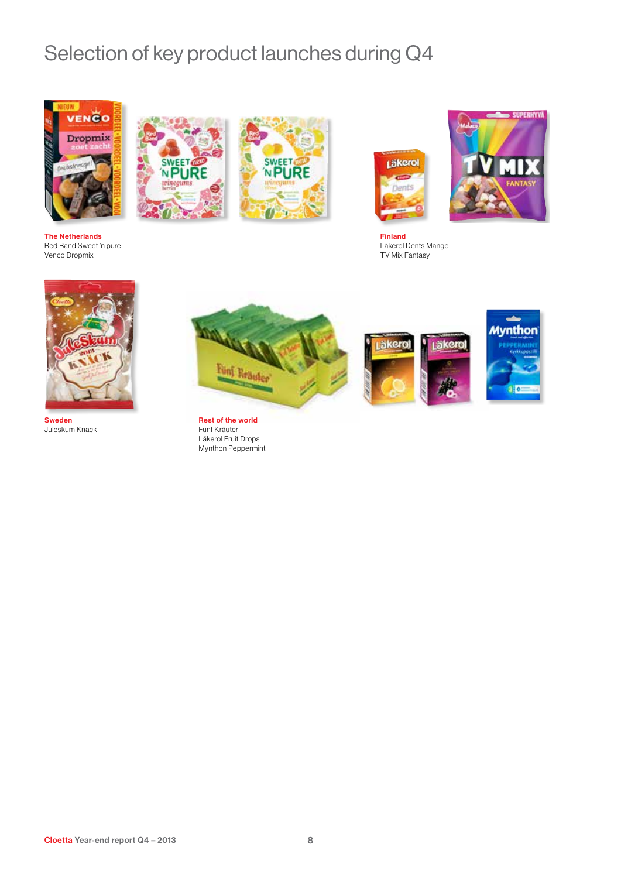# Selection of key product launches during Q4

**The Netherlands**
Red Band Sweet 'n pure
Venco Dropmix

**Finland**
Läkerol Dents Mango
TV Mix Fantasy

**Sweden**
Juleskum Knäck

**Rest of the world**
Fünf Kräuter
Läkerol Fruit Drops
Mynthon Peppermint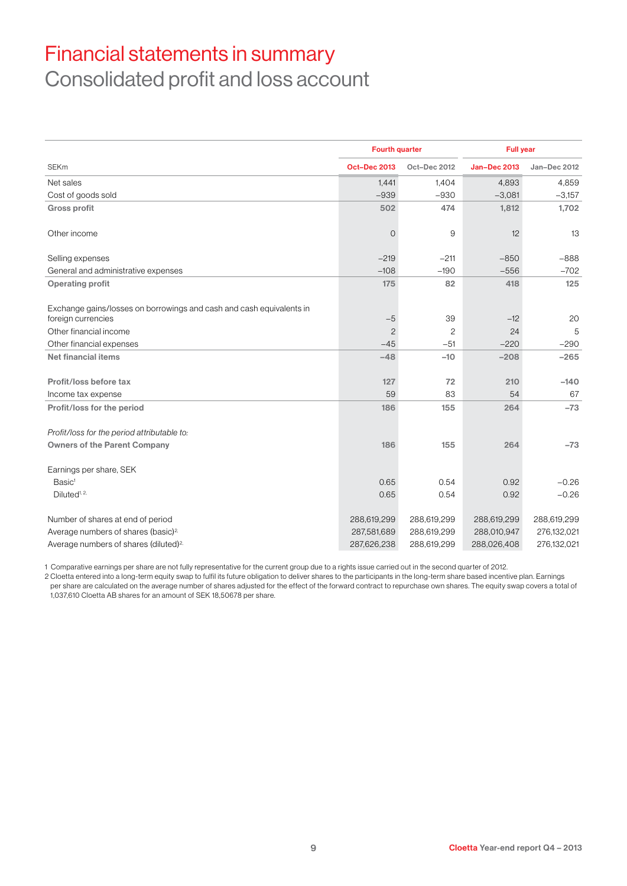# Financial statements in summary

## Consolidated profit and loss account

| SEKm | Fourth quarter | | Full year | |
|---|---|---|---|---|
| | Oct–Dec 2013 | Oct–Dec 2012 | Jan–Dec 2013 | Jan–Dec 2012 |
| Net sales | 1,441 | 1,404 | 4,893 | 4,859 |
| Cost of goods sold | –939 | –930 | –3,081 | –3,157 |
| **Gross profit** | **502** | **474** | **1,812** | **1,702** |
| Other income | 0 | 9 | 12 | 13 |
| Selling expenses | –219 | –211 | –850 | –888 |
| General and administrative expenses | –108 | –190 | –556 | –702 |
| **Operating profit** | **175** | **82** | **418** | **125** |
| Exchange gains/losses on borrowings and cash and cash equivalents in foreign currencies | –5 | 39 | –12 | 20 |
| Other financial income | 2 | 2 | 24 | 5 |
| Other financial expenses | –45 | –51 | –220 | –290 |
| **Net financial items** | **–48** | **–10** | **–208** | **–265** |
| **Profit/loss before tax** | **127** | **72** | **210** | **–140** |
| Income tax expense | 59 | 83 | 54 | 67 |
| **Profit/loss for the period** | **186** | **155** | **264** | **–73** |
| *Profit/loss for the period attributable to:* | | | | |
| **Owners of the Parent Company** | **186** | **155** | **264** | **–73** |
| Earnings per share, SEK | | | | |
| Basic[1] | 0.65 | 0.54 | 0.92 | –0.26 |
| Diluted[1, 2] | 0.65 | 0.54 | 0.92 | –0.26 |
| Number of shares at end of period | 288,619,299 | 288,619,299 | 288,619,299 | 288,619,299 |
| Average numbers of shares (basic)[2] | 287,581,689 | 288,619,299 | 288,010,947 | 276,132,021 |
| Average numbers of shares (diluted)[2] | 287,626,238 | 288,619,299 | 288,026,408 | 276,132,021 |

1 Comparative earnings per share are not fully representative for the current group due to a rights issue carried out in the second quarter of 2012.

2 Cloetta entered into a long-term equity swap to fulfil its future obligation to deliver shares to the participants in the long-term share based incentive plan. Earnings per share are calculated on the average number of shares adjusted for the effect of the forward contract to repurchase own shares. The equity swap covers a total of 1,037,610 Cloetta AB shares for an amount of SEK 18,50678 per share.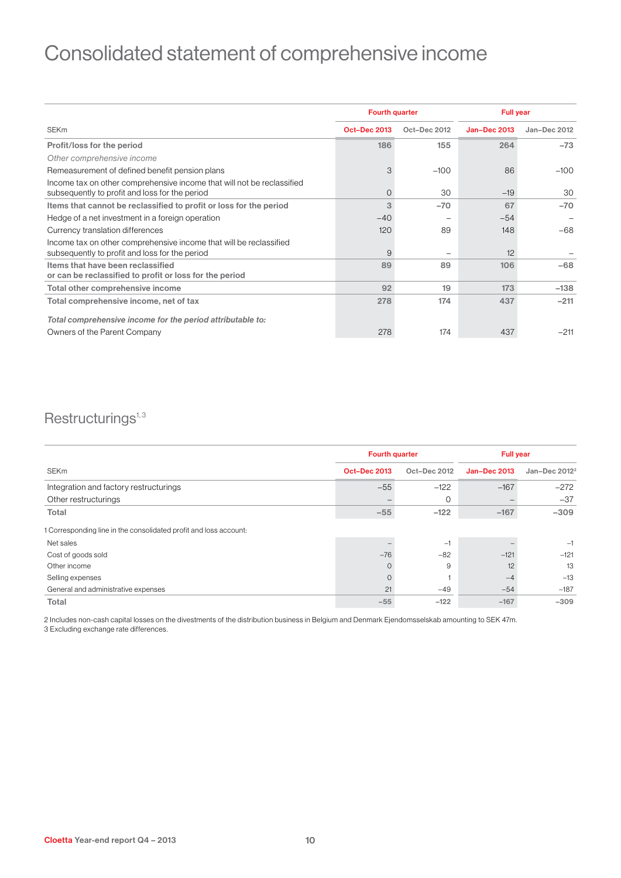# Consolidated statement of comprehensive income

| SEKm | Fourth quarter Oct–Dec 2013 | Fourth quarter Oct–Dec 2012 | Full year Jan–Dec 2013 | Full year Jan–Dec 2012 |
|---|---|---|---|---|
| **Profit/loss for the period** | 186 | 155 | 264 | –73 |
| *Other comprehensive income* | | | | |
| Remeasurement of defined benefit pension plans | 3 | –100 | 86 | –100 |
| Income tax on other comprehensive income that will not be reclassified subsequently to profit and loss for the period | 0 | 30 | –19 | 30 |
| **Items that cannot be reclassified to profit or loss for the period** | 3 | –70 | 67 | –70 |
| Hedge of a net investment in a foreign operation | –40 | – | –54 | – |
| Currency translation differences | 120 | 89 | 148 | –68 |
| Income tax on other comprehensive income that will be reclassified subsequently to profit and loss for the period | 9 | – | 12 | – |
| **Items that have been reclassified or can be reclassified to profit or loss for the period** | 89 | 89 | 106 | –68 |
| **Total other comprehensive income** | 92 | 19 | 173 | –138 |
| **Total comprehensive income, net of tax** | 278 | 174 | 437 | –211 |
| *Total comprehensive income for the period attributable to:* | | | | |
| Owners of the Parent Company | 278 | 174 | 437 | –211 |

## Restructurings[1,3]

| SEKm | Fourth quarter Oct–Dec 2013 | Fourth quarter Oct–Dec 2012 | Full year Jan–Dec 2013 | Full year Jan–Dec 2012[2] |
|---|---|---|---|---|
| Integration and factory restructurings | –55 | –122 | –167 | –272 |
| Other restructurings | – | 0 | – | –37 |
| **Total** | –55 | –122 | –167 | –309 |
| 1 Corresponding line in the consolidated profit and loss account: | | | | |
| Net sales | – | –1 | – | –1 |
| Cost of goods sold | –76 | –82 | –121 | –121 |
| Other income | 0 | 9 | 12 | 13 |
| Selling expenses | 0 | 1 | –4 | –13 |
| General and administrative expenses | 21 | –49 | –54 | –187 |
| **Total** | –55 | –122 | –167 | –309 |

2 Includes non-cash capital losses on the divestments of the distribution business in Belgium and Denmark Ejendomsselskab amounting to SEK 47m.
3 Excluding exchange rate differences.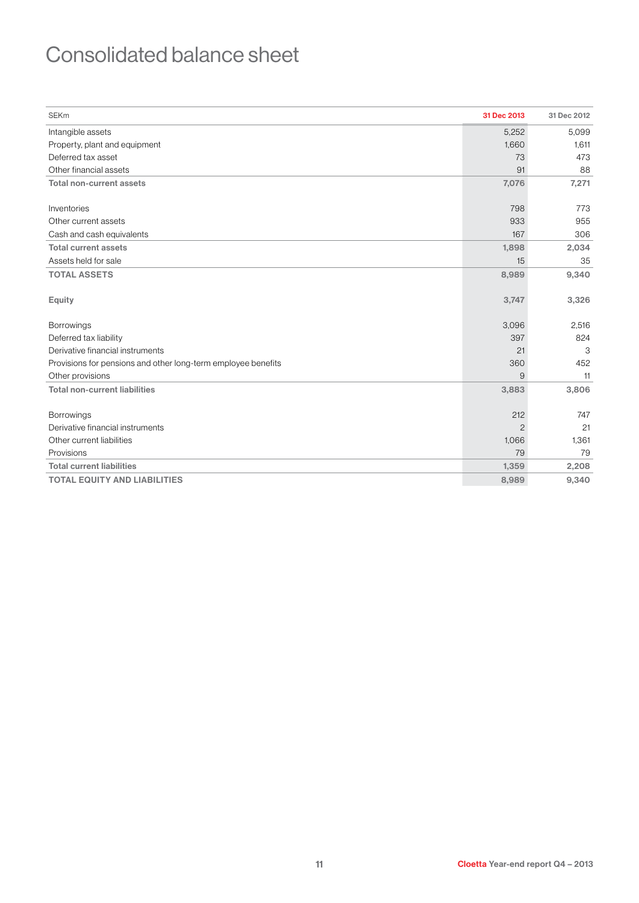# Consolidated balance sheet

| SEKm | 31 Dec 2013 | 31 Dec 2012 |
|---|---|---|
| Intangible assets | 5,252 | 5,099 |
| Property, plant and equipment | 1,660 | 1,611 |
| Deferred tax asset | 73 | 473 |
| Other financial assets | 91 | 88 |
| **Total non-current assets** | **7,076** | **7,271** |
| | | |
| Inventories | 798 | 773 |
| Other current assets | 933 | 955 |
| Cash and cash equivalents | 167 | 306 |
| **Total current assets** | **1,898** | **2,034** |
| Assets held for sale | 15 | 35 |
| **TOTAL ASSETS** | **8,989** | **9,340** |
| | | |
| **Equity** | **3,747** | **3,326** |
| | | |
| Borrowings | 3,096 | 2,516 |
| Deferred tax liability | 397 | 824 |
| Derivative financial instruments | 21 | 3 |
| Provisions for pensions and other long-term employee benefits | 360 | 452 |
| Other provisions | 9 | 11 |
| **Total non-current liabilities** | **3,883** | **3,806** |
| | | |
| Borrowings | 212 | 747 |
| Derivative financial instruments | 2 | 21 |
| Other current liabilities | 1,066 | 1,361 |
| Provisions | 79 | 79 |
| **Total current liabilities** | **1,359** | **2,208** |
| **TOTAL EQUITY AND LIABILITIES** | **8,989** | **9,340** |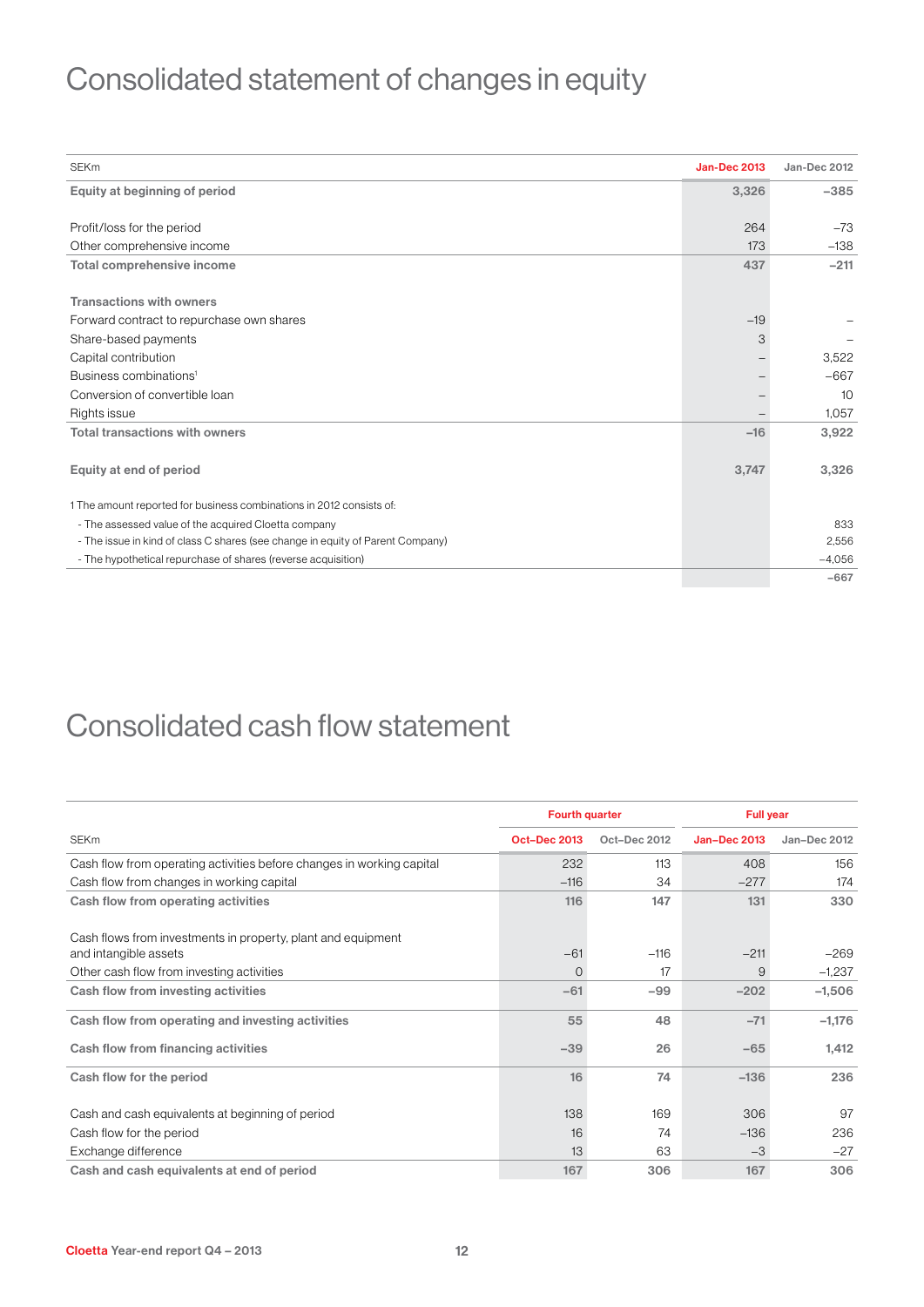# Consolidated statement of changes in equity

| SEKm | Jan-Dec 2013 | Jan-Dec 2012 |
|---|---|---|
| **Equity at beginning of period** | **3,326** | **–385** |
| | | |
| Profit/loss for the period | 264 | –73 |
| Other comprehensive income | 173 | –138 |
| **Total comprehensive income** | **437** | **–211** |
| | | |
| **Transactions with owners** | | |
| Forward contract to repurchase own shares | –19 | – |
| Share-based payments | 3 | – |
| Capital contribution | – | 3,522 |
| Business combinations[1] | – | –667 |
| Conversion of convertible loan | – | 10 |
| Rights issue | – | 1,057 |
| **Total transactions with owners** | **–16** | **3,922** |
| | | |
| **Equity at end of period** | **3,747** | **3,326** |
| | | |
| 1 The amount reported for business combinations in 2012 consists of: | | |
| - The assessed value of the acquired Cloetta company | | 833 |
| - The issue in kind of class C shares (see change in equity of Parent Company) | | 2,556 |
| - The hypothetical repurchase of shares (reverse acquisition) | | –4,056 |
| | | –667 |

# Consolidated cash flow statement

| | Fourth quarter | | Full year | |
|---|---|---|---|---|
| SEKm | Oct–Dec 2013 | Oct–Dec 2012 | Jan–Dec 2013 | Jan–Dec 2012 |
| Cash flow from operating activities before changes in working capital | 232 | 113 | 408 | 156 |
| Cash flow from changes in working capital | –116 | 34 | –277 | 174 |
| **Cash flow from operating activities** | **116** | **147** | **131** | **330** |
| | | | | |
| Cash flows from investments in property, plant and equipment and intangible assets | –61 | –116 | –211 | –269 |
| Other cash flow from investing activities | 0 | 17 | 9 | –1,237 |
| **Cash flow from investing activities** | **–61** | **–99** | **–202** | **–1,506** |
| **Cash flow from operating and investing activities** | **55** | **48** | **–71** | **–1,176** |
| **Cash flow from financing activities** | **–39** | **26** | **–65** | **1,412** |
| **Cash flow for the period** | **16** | **74** | **–136** | **236** |
| | | | | |
| Cash and cash equivalents at beginning of period | 138 | 169 | 306 | 97 |
| Cash flow for the period | 16 | 74 | –136 | 236 |
| Exchange difference | 13 | 63 | –3 | –27 |
| **Cash and cash equivalents at end of period** | **167** | **306** | **167** | **306** |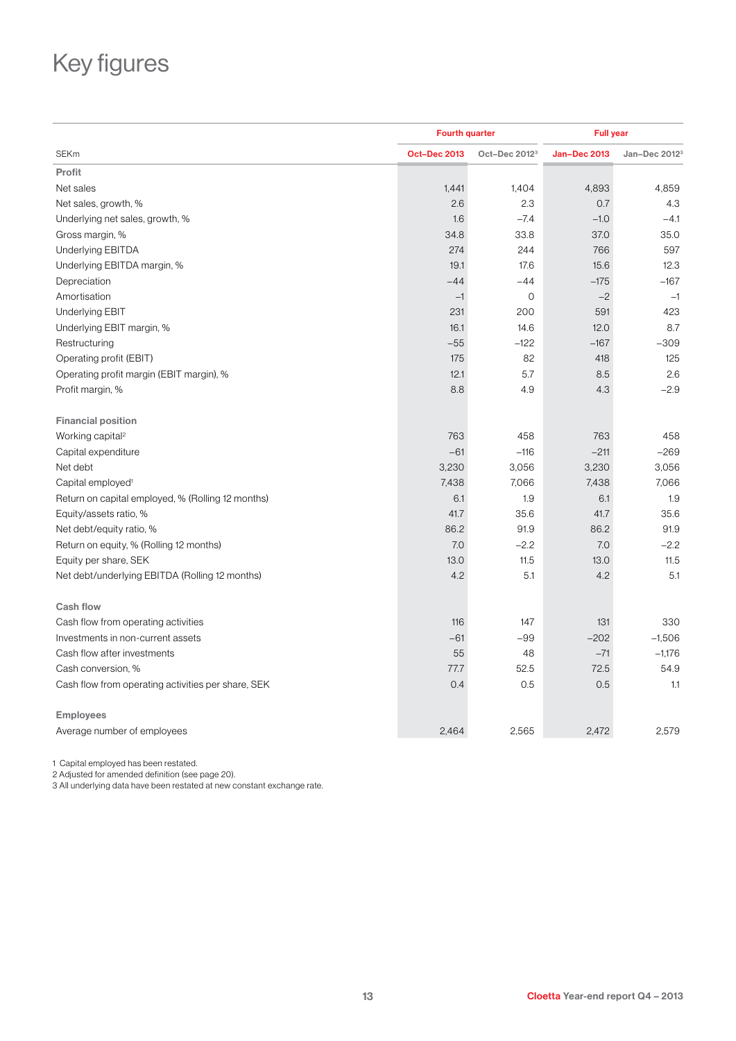# Key figures

| SEKm | Fourth quarter | | Full year | |
|---|---|---|---|---|
| | Oct–Dec 2013 | Oct–Dec 2012[3] | Jan–Dec 2013 | Jan–Dec 2012[3] |
| **Profit** | | | | |
| Net sales | 1,441 | 1,404 | 4,893 | 4,859 |
| Net sales, growth, % | 2.6 | 2.3 | 0.7 | 4.3 |
| Underlying net sales, growth, % | 1.6 | –7.4 | –1.0 | –4.1 |
| Gross margin, % | 34.8 | 33.8 | 37.0 | 35.0 |
| Underlying EBITDA | 274 | 244 | 766 | 597 |
| Underlying EBITDA margin, % | 19.1 | 17.6 | 15.6 | 12.3 |
| Depreciation | –44 | –44 | –175 | –167 |
| Amortisation | –1 | 0 | –2 | –1 |
| Underlying EBIT | 231 | 200 | 591 | 423 |
| Underlying EBIT margin, % | 16.1 | 14.6 | 12.0 | 8.7 |
| Restructuring | –55 | –122 | –167 | –309 |
| Operating profit (EBIT) | 175 | 82 | 418 | 125 |
| Operating profit margin (EBIT margin), % | 12.1 | 5.7 | 8.5 | 2.6 |
| Profit margin, % | 8.8 | 4.9 | 4.3 | –2.9 |
| **Financial position** | | | | |
| Working capital[2] | 763 | 458 | 763 | 458 |
| Capital expenditure | –61 | –116 | –211 | –269 |
| Net debt | 3,230 | 3,056 | 3,230 | 3,056 |
| Capital employed[1] | 7,438 | 7,066 | 7,438 | 7,066 |
| Return on capital employed, % (Rolling 12 months) | 6.1 | 1.9 | 6.1 | 1.9 |
| Equity/assets ratio, % | 41.7 | 35.6 | 41.7 | 35.6 |
| Net debt/equity ratio, % | 86.2 | 91.9 | 86.2 | 91.9 |
| Return on equity, % (Rolling 12 months) | 7.0 | –2.2 | 7.0 | –2.2 |
| Equity per share, SEK | 13.0 | 11.5 | 13.0 | 11.5 |
| Net debt/underlying EBITDA (Rolling 12 months) | 4.2 | 5.1 | 4.2 | 5.1 |
| **Cash flow** | | | | |
| Cash flow from operating activities | 116 | 147 | 131 | 330 |
| Investments in non-current assets | –61 | –99 | –202 | –1,506 |
| Cash flow after investments | 55 | 48 | –71 | –1,176 |
| Cash conversion, % | 77.7 | 52.5 | 72.5 | 54.9 |
| Cash flow from operating activities per share, SEK | 0.4 | 0.5 | 0.5 | 1.1 |
| **Employees** | | | | |
| Average number of employees | 2,464 | 2,565 | 2,472 | 2,579 |

1 Capital employed has been restated.
2 Adjusted for amended definition (see page 20).
3 All underlying data have been restated at new constant exchange rate.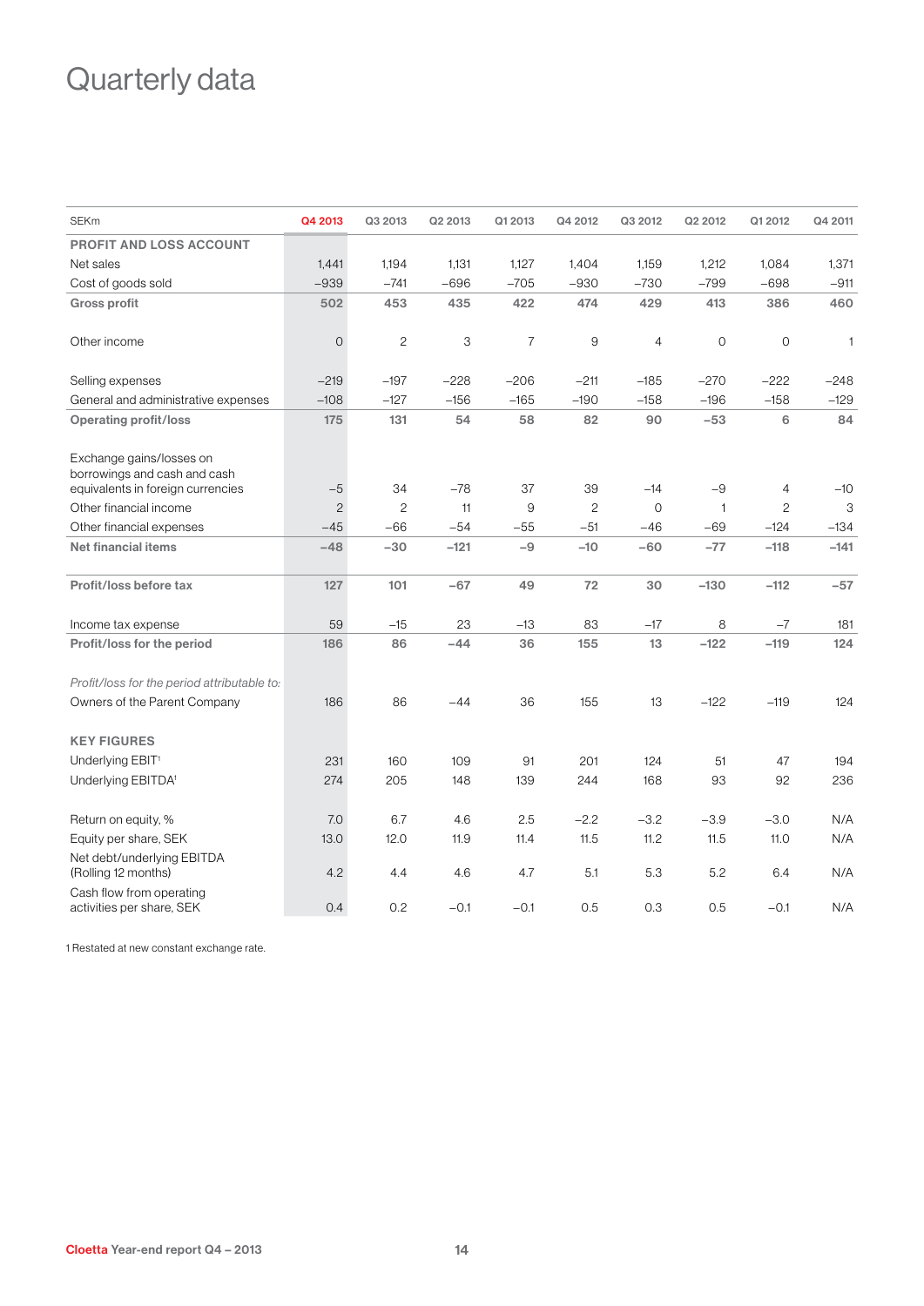# Quarterly data

| SEKm | Q4 2013 | Q3 2013 | Q2 2013 | Q1 2013 | Q4 2012 | Q3 2012 | Q2 2012 | Q1 2012 | Q4 2011 |
|---|---|---|---|---|---|---|---|---|---|
| **PROFIT AND LOSS ACCOUNT** | | | | | | | | | |
| Net sales | 1,441 | 1,194 | 1,131 | 1,127 | 1,404 | 1,159 | 1,212 | 1,084 | 1,371 |
| Cost of goods sold | –939 | –741 | –696 | –705 | –930 | –730 | –799 | –698 | –911 |
| **Gross profit** | **502** | **453** | **435** | **422** | **474** | **429** | **413** | **386** | **460** |
| Other income | 0 | 2 | 3 | 7 | 9 | 4 | 0 | 0 | 1 |
| Selling expenses | –219 | –197 | –228 | –206 | –211 | –185 | –270 | –222 | –248 |
| General and administrative expenses | –108 | –127 | –156 | –165 | –190 | –158 | –196 | –158 | –129 |
| **Operating profit/loss** | **175** | **131** | **54** | **58** | **82** | **90** | **–53** | **6** | **84** |
| Exchange gains/losses on borrowings and cash and cash equivalents in foreign currencies | –5 | 34 | –78 | 37 | 39 | –14 | –9 | 4 | –10 |
| Other financial income | 2 | 2 | 11 | 9 | 2 | 0 | 1 | 2 | 3 |
| Other financial expenses | –45 | –66 | –54 | –55 | –51 | –46 | –69 | –124 | –134 |
| **Net financial items** | **–48** | **–30** | **–121** | **–9** | **–10** | **–60** | **–77** | **–118** | **–141** |
| **Profit/loss before tax** | **127** | **101** | **–67** | **49** | **72** | **30** | **–130** | **–112** | **–57** |
| Income tax expense | 59 | –15 | 23 | –13 | 83 | –17 | 8 | –7 | 181 |
| **Profit/loss for the period** | **186** | **86** | **–44** | **36** | **155** | **13** | **–122** | **–119** | **124** |
| *Profit/loss for the period attributable to:* | | | | | | | | | |
| Owners of the Parent Company | 186 | 86 | –44 | 36 | 155 | 13 | –122 | –119 | 124 |
| **KEY FIGURES** | | | | | | | | | |
| Underlying EBIT[1] | 231 | 160 | 109 | 91 | 201 | 124 | 51 | 47 | 194 |
| Underlying EBITDA[1] | 274 | 205 | 148 | 139 | 244 | 168 | 93 | 92 | 236 |
| Return on equity, % | 7.0 | 6.7 | 4.6 | 2.5 | –2.2 | –3.2 | –3.9 | –3.0 | N/A |
| Equity per share, SEK | 13.0 | 12.0 | 11.9 | 11.4 | 11.5 | 11.2 | 11.5 | 11.0 | N/A |
| Net debt/underlying EBITDA (Rolling 12 months) | 4.2 | 4.4 | 4.6 | 4.7 | 5.1 | 5.3 | 5.2 | 6.4 | N/A |
| Cash flow from operating activities per share, SEK | 0.4 | 0.2 | –0.1 | –0.1 | 0.5 | 0.3 | 0.5 | –0.1 | N/A |

1 Restated at new constant exchange rate.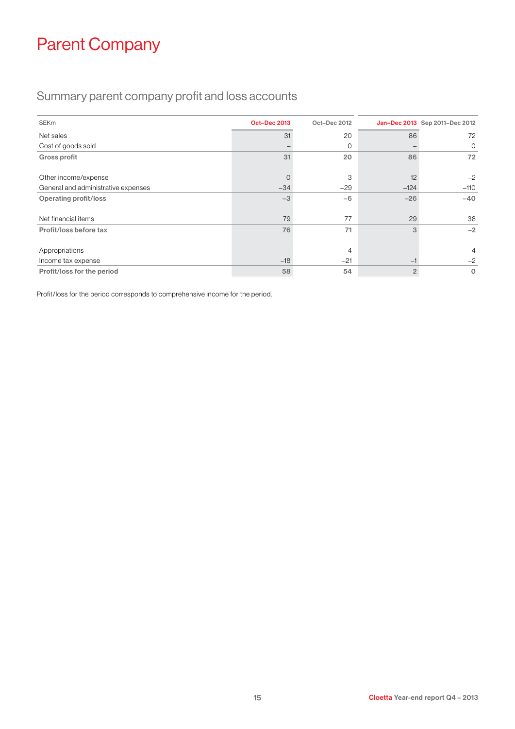# Parent Company

## Summary parent company profit and loss accounts

| SEKm | Oct–Dec 2013 | Oct–Dec 2012 | Jan–Dec 2013 | Sep 2011–Dec 2012 |
|---|---|---|---|---|
| Net sales | 31 | 20 | 86 | 72 |
| Cost of goods sold | – | 0 | – | 0 |
| **Gross profit** | **31** | **20** | **86** | **72** |
| | | | | |
| Other income/expense | 0 | 3 | 12 | –2 |
| General and administrative expenses | –34 | –29 | –124 | –110 |
| **Operating profit/loss** | **–3** | **–6** | **–26** | **–40** |
| | | | | |
| Net financial items | 79 | 77 | 29 | 38 |
| **Profit/loss before tax** | **76** | **71** | **3** | **–2** |
| | | | | |
| Appropriations | – | 4 | – | 4 |
| Income tax expense | –18 | –21 | –1 | –2 |
| **Profit/loss for the period** | **58** | **54** | **2** | **0** |

Profit/loss for the period corresponds to comprehensive income for the period.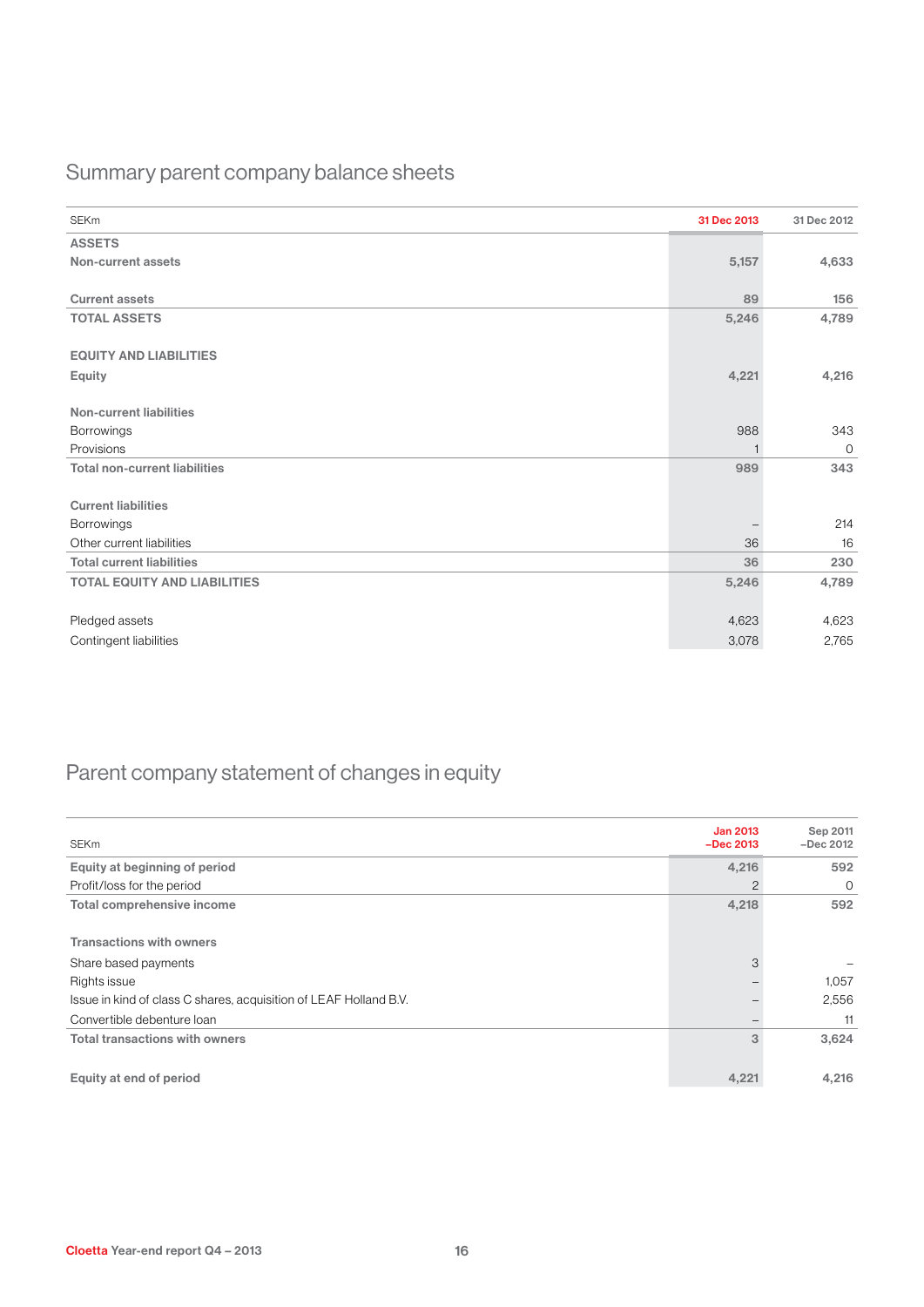## Summary parent company balance sheets

| SEKm | 31 Dec 2013 | 31 Dec 2012 |
|---|---|---|
| **ASSETS** | | |
| **Non-current assets** | **5,157** | **4,633** |
| | | |
| **Current assets** | **89** | **156** |
| **TOTAL ASSETS** | **5,246** | **4,789** |
| | | |
| **EQUITY AND LIABILITIES** | | |
| **Equity** | **4,221** | **4,216** |
| | | |
| **Non-current liabilities** | | |
| Borrowings | 988 | 343 |
| Provisions | 1 | 0 |
| **Total non-current liabilities** | **989** | **343** |
| | | |
| **Current liabilities** | | |
| Borrowings | – | 214 |
| Other current liabilities | 36 | 16 |
| **Total current liabilities** | **36** | **230** |
| **TOTAL EQUITY AND LIABILITIES** | **5,246** | **4,789** |
| | | |
| Pledged assets | 4,623 | 4,623 |
| Contingent liabilities | 3,078 | 2,765 |

## Parent company statement of changes in equity

| SEKm | Jan 2013 –Dec 2013 | Sep 2011 –Dec 2012 |
|---|---|---|
| **Equity at beginning of period** | **4,216** | **592** |
| Profit/loss for the period | 2 | 0 |
| **Total comprehensive income** | **4,218** | **592** |
| | | |
| **Transactions with owners** | | |
| Share based payments | 3 | – |
| Rights issue | – | 1,057 |
| Issue in kind of class C shares, acquisition of LEAF Holland B.V. | – | 2,556 |
| Convertible debenture loan | – | 11 |
| **Total transactions with owners** | **3** | **3,624** |
| | | |
| **Equity at end of period** | **4,221** | **4,216** |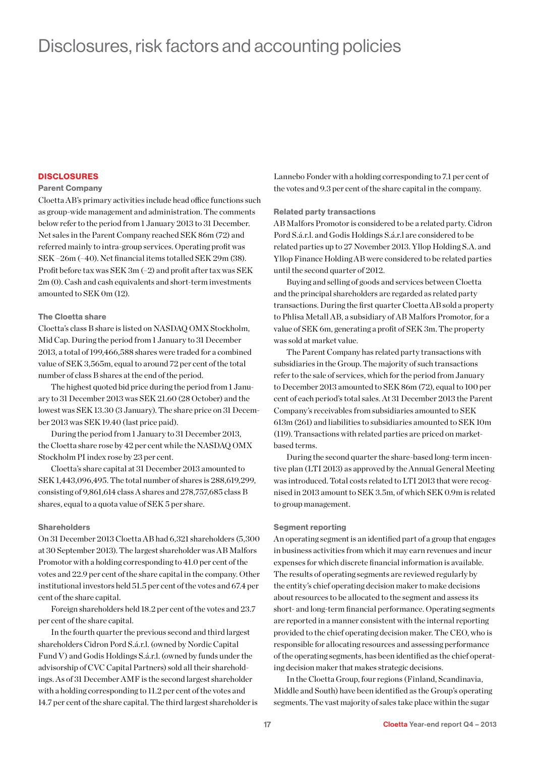# Disclosures, risk factors and accounting policies

## DISCLOSURES

### Parent Company

Cloetta AB's primary activities include head office functions such as group-wide management and administration. The comments below refer to the period from 1 January 2013 to 31 December. Net sales in the Parent Company reached SEK 86m (72) and referred mainly to intra-group services. Operating profit was SEK –26m (–40). Net financial items totalled SEK 29m (38). Profit before tax was SEK 3m (–2) and profit after tax was SEK 2m (0). Cash and cash equivalents and short-term investments amounted to SEK 0m (12).

### The Cloetta share

Cloetta's class B share is listed on NASDAQ OMX Stockholm, Mid Cap. During the period from 1 January to 31 December 2013, a total of 199,466,588 shares were traded for a combined value of SEK 3,565m, equal to around 72 per cent of the total number of class B shares at the end of the period.

The highest quoted bid price during the period from 1 January to 31 December 2013 was SEK 21.60 (28 October) and the lowest was SEK 13.30 (3 January). The share price on 31 December 2013 was SEK 19.40 (last price paid).

During the period from 1 January to 31 December 2013, the Cloetta share rose by 42 per cent while the NASDAQ OMX Stockholm PI index rose by 23 per cent.

Cloetta's share capital at 31 December 2013 amounted to SEK 1,443,096,495. The total number of shares is 288,619,299, consisting of 9,861,614 class A shares and 278,757,685 class B shares, equal to a quota value of SEK 5 per share.

### Shareholders

On 31 December 2013 Cloetta AB had 6,321 shareholders (5,300 at 30 September 2013). The largest shareholder was AB Malfors Promotor with a holding corresponding to 41.0 per cent of the votes and 22.9 per cent of the share capital in the company. Other institutional investors held 51.5 per cent of the votes and 67.4 per cent of the share capital.

Foreign shareholders held 18.2 per cent of the votes and 23.7 per cent of the share capital.

In the fourth quarter the previous second and third largest shareholders Cidron Pord S.á.r.l. (owned by Nordic Capital Fund V) and Godis Holdings S.á.r.l. (owned by funds under the advisorship of CVC Capital Partners) sold all their shareholdings. As of 31 December AMF is the second largest shareholder with a holding corresponding to 11.2 per cent of the votes and 14.7 per cent of the share capital. The third largest shareholder is Lannebo Fonder with a holding corresponding to 7.1 per cent of the votes and 9.3 per cent of the share capital in the company.

### Related party transactions

AB Malfors Promotor is considered to be a related party. Cidron Pord S.á.r.l. and Godis Holdings S.á.r.l are considered to be related parties up to 27 November 2013. Yllop Holding S.A. and Yllop Finance Holding AB were considered to be related parties until the second quarter of 2012.

Buying and selling of goods and services between Cloetta and the principal shareholders are regarded as related party transactions. During the first quarter Cloetta AB sold a property to Phlisa Metall AB, a subsidiary of AB Malfors Promotor, for a value of SEK 6m, generating a profit of SEK 3m. The property was sold at market value.

The Parent Company has related party transactions with subsidiaries in the Group. The majority of such transactions refer to the sale of services, which for the period from January to December 2013 amounted to SEK 86m (72), equal to 100 per cent of each period's total sales. At 31 December 2013 the Parent Company's receivables from subsidiaries amounted to SEK 613m (261) and liabilities to subsidiaries amounted to SEK 10m (119). Transactions with related parties are priced on market-based terms.

During the second quarter the share-based long-term incentive plan (LTI 2013) as approved by the Annual General Meeting was introduced. Total costs related to LTI 2013 that were recognised in 2013 amount to SEK 3.5m, of which SEK 0.9m is related to group management.

### Segment reporting

An operating segment is an identified part of a group that engages in business activities from which it may earn revenues and incur expenses for which discrete financial information is available. The results of operating segments are reviewed regularly by the entity's chief operating decision maker to make decisions about resources to be allocated to the segment and assess its short- and long-term financial performance. Operating segments are reported in a manner consistent with the internal reporting provided to the chief operating decision maker. The CEO, who is responsible for allocating resources and assessing performance of the operating segments, has been identified as the chief operating decision maker that makes strategic decisions.

In the Cloetta Group, four regions (Finland, Scandinavia, Middle and South) have been identified as the Group's operating segments. The vast majority of sales take place within the sugar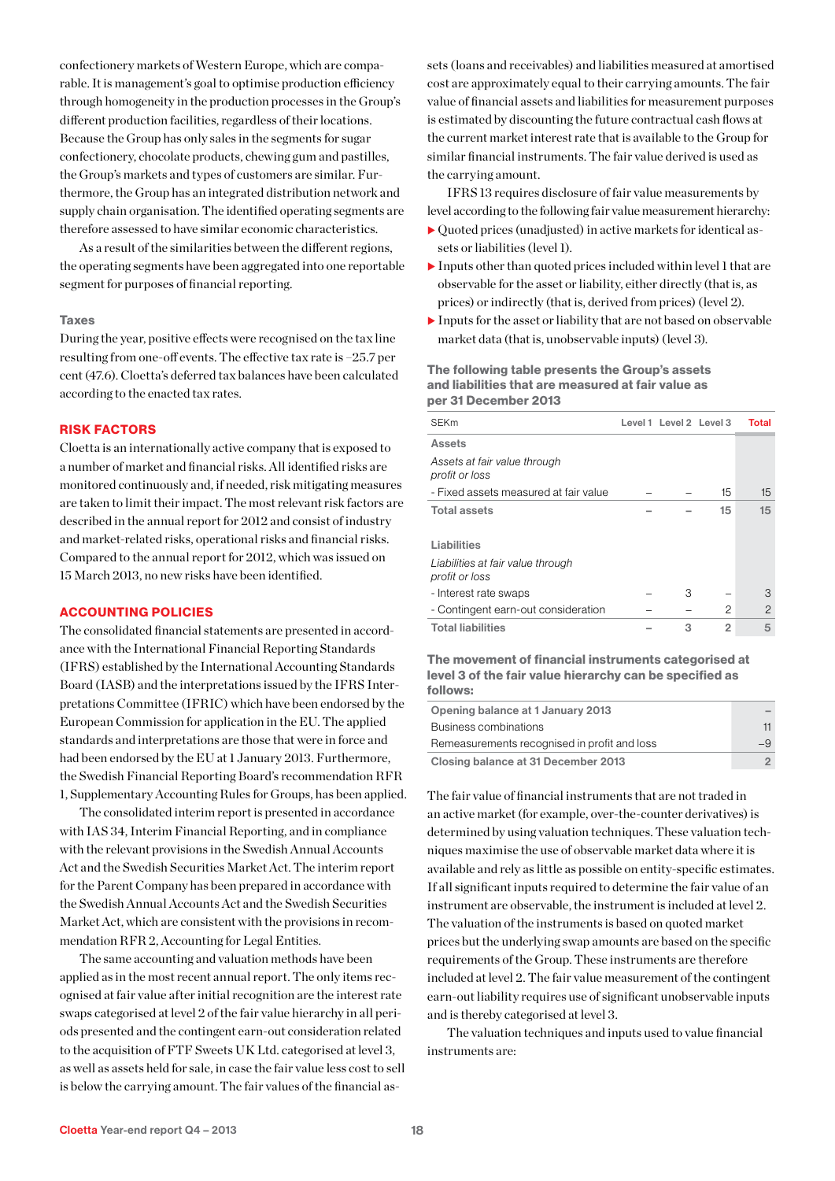confectionery markets of Western Europe, which are comparable. It is management's goal to optimise production efficiency through homogeneity in the production processes in the Group's different production facilities, regardless of their locations. Because the Group has only sales in the segments for sugar confectionery, chocolate products, chewing gum and pastilles, the Group's markets and types of customers are similar. Furthermore, the Group has an integrated distribution network and supply chain organisation. The identified operating segments are therefore assessed to have similar economic characteristics.

As a result of the similarities between the different regions, the operating segments have been aggregated into one reportable segment for purposes of financial reporting.

### Taxes

During the year, positive effects were recognised on the tax line resulting from one-off events. The effective tax rate is –25.7 per cent (47.6). Cloetta's deferred tax balances have been calculated according to the enacted tax rates.

## RISK FACTORS

Cloetta is an internationally active company that is exposed to a number of market and financial risks. All identified risks are monitored continuously and, if needed, risk mitigating measures are taken to limit their impact. The most relevant risk factors are described in the annual report for 2012 and consist of industry and market-related risks, operational risks and financial risks. Compared to the annual report for 2012, which was issued on 15 March 2013, no new risks have been identified.

## ACCOUNTING POLICIES

The consolidated financial statements are presented in accordance with the International Financial Reporting Standards (IFRS) established by the International Accounting Standards Board (IASB) and the interpretations issued by the IFRS Interpretations Committee (IFRIC) which have been endorsed by the European Commission for application in the EU. The applied standards and interpretations are those that were in force and had been endorsed by the EU at 1 January 2013. Furthermore, the Swedish Financial Reporting Board's recommendation RFR 1, Supplementary Accounting Rules for Groups, has been applied.

The consolidated interim report is presented in accordance with IAS 34, Interim Financial Reporting, and in compliance with the relevant provisions in the Swedish Annual Accounts Act and the Swedish Securities Market Act. The interim report for the Parent Company has been prepared in accordance with the Swedish Annual Accounts Act and the Swedish Securities Market Act, which are consistent with the provisions in recommendation RFR 2, Accounting for Legal Entities.

The same accounting and valuation methods have been applied as in the most recent annual report. The only items recognised at fair value after initial recognition are the interest rate swaps categorised at level 2 of the fair value hierarchy in all periods presented and the contingent earn-out consideration related to the acquisition of FTF Sweets UK Ltd. categorised at level 3, as well as assets held for sale, in case the fair value less cost to sell is below the carrying amount. The fair values of the financial assets (loans and receivables) and liabilities measured at amortised cost are approximately equal to their carrying amounts. The fair value of financial assets and liabilities for measurement purposes is estimated by discounting the future contractual cash flows at the current market interest rate that is available to the Group for similar financial instruments. The fair value derived is used as the carrying amount.

IFRS 13 requires disclosure of fair value measurements by level according to the following fair value measurement hierarchy:

- Quoted prices (unadjusted) in active markets for identical assets or liabilities (level 1).
- Inputs other than quoted prices included within level 1 that are observable for the asset or liability, either directly (that is, as prices) or indirectly (that is, derived from prices) (level 2).
- Inputs for the asset or liability that are not based on observable market data (that is, unobservable inputs) (level 3).

**The following table presents the Group's assets and liabilities that are measured at fair value as per 31 December 2013**

| SEKm | Level 1 | Level 2 | Level 3 | Total |
|---|---|---|---|---|
| **Assets** | | | | |
| *Assets at fair value through profit or loss* | | | | |
| - Fixed assets measured at fair value | – | – | 15 | 15 |
| **Total assets** | – | – | 15 | 15 |
| **Liabilities** | | | | |
| *Liabilities at fair value through profit or loss* | | | | |
| - Interest rate swaps | – | 3 | – | 3 |
| - Contingent earn-out consideration | – | – | 2 | 2 |
| **Total liabilities** | – | 3 | 2 | 5 |

**The movement of financial instruments categorised at level 3 of the fair value hierarchy can be specified as follows:**

| | |
|---|---|
| **Opening balance at 1 January 2013** | – |
| Business combinations | 11 |
| Remeasurements recognised in profit and loss | –9 |
| **Closing balance at 31 December 2013** | 2 |

The fair value of financial instruments that are not traded in an active market (for example, over-the-counter derivatives) is determined by using valuation techniques. These valuation techniques maximise the use of observable market data where it is available and rely as little as possible on entity-specific estimates. If all significant inputs required to determine the fair value of an instrument are observable, the instrument is included at level 2. The valuation of the instruments is based on quoted market prices but the underlying swap amounts are based on the specific requirements of the Group. These instruments are therefore included at level 2. The fair value measurement of the contingent earn-out liability requires use of significant unobservable inputs and is thereby categorised at level 3.

The valuation techniques and inputs used to value financial instruments are: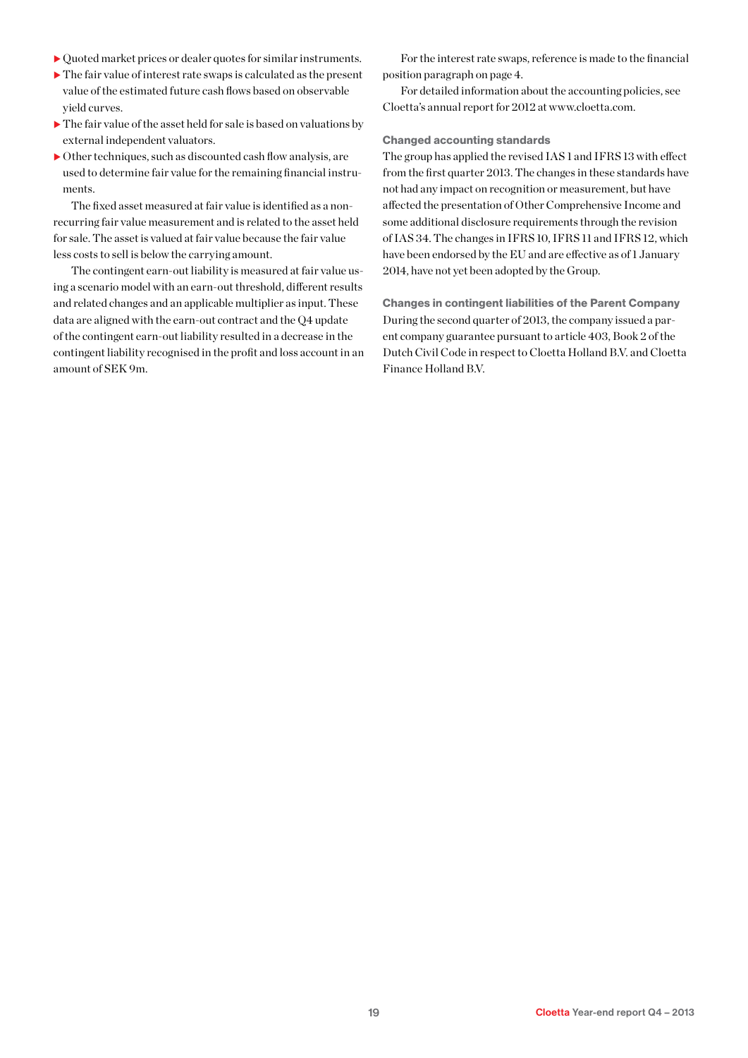- Quoted market prices or dealer quotes for similar instruments.
- The fair value of interest rate swaps is calculated as the present value of the estimated future cash flows based on observable yield curves.
- The fair value of the asset held for sale is based on valuations by external independent valuators.
- Other techniques, such as discounted cash flow analysis, are used to determine fair value for the remaining financial instruments.

The fixed asset measured at fair value is identified as a non-recurring fair value measurement and is related to the asset held for sale. The asset is valued at fair value because the fair value less costs to sell is below the carrying amount.

The contingent earn-out liability is measured at fair value using a scenario model with an earn-out threshold, different results and related changes and an applicable multiplier as input. These data are aligned with the earn-out contract and the Q4 update of the contingent earn-out liability resulted in a decrease in the contingent liability recognised in the profit and loss account in an amount of SEK 9m.

For the interest rate swaps, reference is made to the financial position paragraph on page 4.

For detailed information about the accounting policies, see Cloetta's annual report for 2012 at www.cloetta.com.

### Changed accounting standards

The group has applied the revised IAS 1 and IFRS 13 with effect from the first quarter 2013. The changes in these standards have not had any impact on recognition or measurement, but have affected the presentation of Other Comprehensive Income and some additional disclosure requirements through the revision of IAS 34. The changes in IFRS 10, IFRS 11 and IFRS 12, which have been endorsed by the EU and are effective as of 1 January 2014, have not yet been adopted by the Group.

### Changes in contingent liabilities of the Parent Company

During the second quarter of 2013, the company issued a parent company guarantee pursuant to article 403, Book 2 of the Dutch Civil Code in respect to Cloetta Holland B.V. and Cloetta Finance Holland B.V.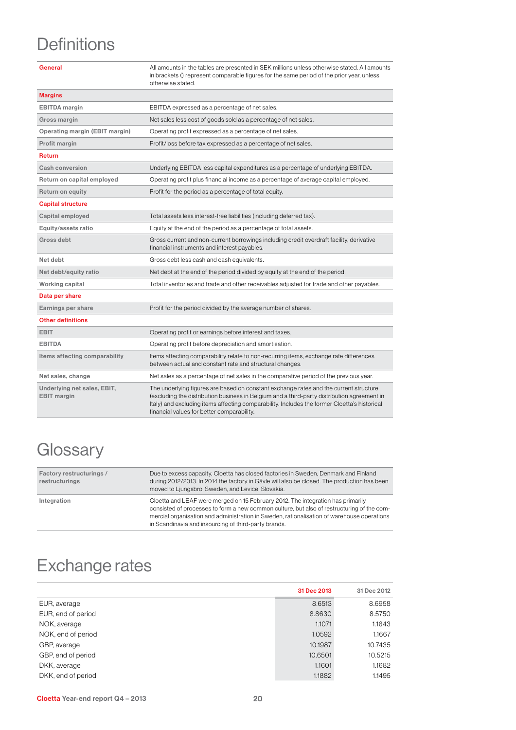# Definitions

| | |
|---|---|
| **General** | All amounts in the tables are presented in SEK millions unless otherwise stated. All amounts in brackets () represent comparable figures for the same period of the prior year, unless otherwise stated. |
| **Margins** | |
| EBITDA margin | EBITDA expressed as a percentage of net sales. |
| Gross margin | Net sales less cost of goods sold as a percentage of net sales. |
| Operating margin (EBIT margin) | Operating profit expressed as a percentage of net sales. |
| Profit margin | Profit/loss before tax expressed as a percentage of net sales. |
| **Return** | |
| Cash conversion | Underlying EBITDA less capital expenditures as a percentage of underlying EBITDA. |
| Return on capital employed | Operating profit plus financial income as a percentage of average capital employed. |
| Return on equity | Profit for the period as a percentage of total equity. |
| **Capital structure** | |
| Capital employed | Total assets less interest-free liabilities (including deferred tax). |
| Equity/assets ratio | Equity at the end of the period as a percentage of total assets. |
| Gross debt | Gross current and non-current borrowings including credit overdraft facility, derivative financial instruments and interest payables. |
| Net debt | Gross debt less cash and cash equivalents. |
| Net debt/equity ratio | Net debt at the end of the period divided by equity at the end of the period. |
| Working capital | Total inventories and trade and other receivables adjusted for trade and other payables. |
| **Data per share** | |
| Earnings per share | Profit for the period divided by the average number of shares. |
| **Other definitions** | |
| EBIT | Operating profit or earnings before interest and taxes. |
| EBITDA | Operating profit before depreciation and amortisation. |
| Items affecting comparability | Items affecting comparability relate to non-recurring items, exchange rate differences between actual and constant rate and structural changes. |
| Net sales, change | Net sales as a percentage of net sales in the comparative period of the previous year. |
| Underlying net sales, EBIT, EBIT margin | The underlying figures are based on constant exchange rates and the current structure (excluding the distribution business in Belgium and a third-party distribution agreement in Italy) and excluding items affecting comparability. Includes the former Cloetta's historical financial values for better comparability. |

# Glossary

| | |
|---|---|
| Factory restructurings / restructurings | Due to excess capacity, Cloetta has closed factories in Sweden, Denmark and Finland during 2012/2013. In 2014 the factory in Gävle will also be closed. The production has been moved to Ljungsbro, Sweden, and Levice, Slovakia. |
| Integration | Cloetta and LEAF were merged on 15 February 2012. The integration has primarily consisted of processes to form a new common culture, but also of restructuring of the commercial organisation and administration in Sweden, rationalisation of warehouse operations in Scandinavia and insourcing of third-party brands. |

# Exchange rates

| | 31 Dec 2013 | 31 Dec 2012 |
|---|---|---|
| EUR, average | 8.6513 | 8.6958 |
| EUR, end of period | 8.8630 | 8.5750 |
| NOK, average | 1.1071 | 1.1643 |
| NOK, end of period | 1.0592 | 1.1667 |
| GBP, average | 10.1987 | 10.7435 |
| GBP, end of period | 10.6501 | 10.5215 |
| DKK, average | 1.1601 | 1.1682 |
| DKK, end of period | 1.1882 | 1.1495 |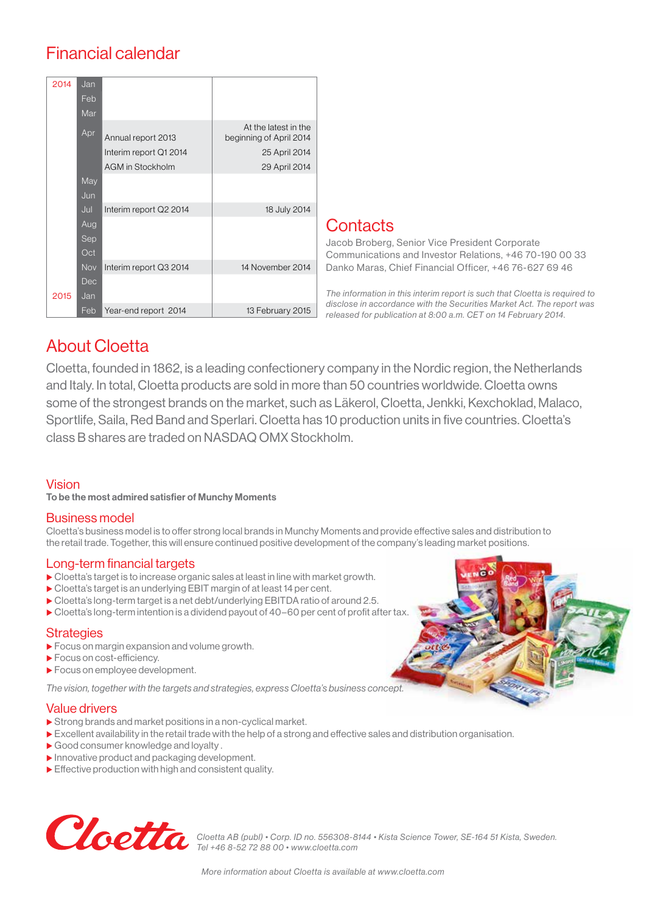## Financial calendar

| | | | |
|---|---|---|---|
| 2014 | Jan | | |
| | Feb | | |
| | Mar | | |
| | Apr | Annual report 2013 | At the latest in the beginning of April 2014 |
| | | Interim report Q1 2014 | 25 April 2014 |
| | | AGM in Stockholm | 29 April 2014 |
| | May | | |
| | Jun | | |
| | Jul | Interim report Q2 2014 | 18 July 2014 |
| | Aug | | |
| | Sep | | |
| | Oct | | |
| | Nov | Interim report Q3 2014 | 14 November 2014 |
| | Dec | | |
| 2015 | Jan | | |
| | Feb | Year-end report 2014 | 13 February 2015 |

## Contacts

Jacob Broberg, Senior Vice President Corporate Communications and Investor Relations, +46 70-190 00 33
Danko Maras, Chief Financial Officer, +46 76-627 69 46

*The information in this interim report is such that Cloetta is required to disclose in accordance with the Securities Market Act. The report was released for publication at 8:00 a.m. CET on 14 February 2014.*

## About Cloetta

Cloetta, founded in 1862, is a leading confectionery company in the Nordic region, the Netherlands and Italy. In total, Cloetta products are sold in more than 50 countries worldwide. Cloetta owns some of the strongest brands on the market, such as Läkerol, Cloetta, Jenkki, Kexchoklad, Malaco, Sportlife, Saila, Red Band and Sperlari. Cloetta has 10 production units in five countries. Cloetta's class B shares are traded on NASDAQ OMX Stockholm.

### Vision

**To be the most admired satisfier of Munchy Moments**

### Business model

Cloetta's business model is to offer strong local brands in Munchy Moments and provide effective sales and distribution to the retail trade. Together, this will ensure continued positive development of the company's leading market positions.

### Long-term financial targets

- Cloetta's target is to increase organic sales at least in line with market growth.
- Cloetta's target is an underlying EBIT margin of at least 14 per cent.
- Cloetta's long-term target is a net debt/underlying EBITDA ratio of around 2.5.
- Cloetta's long-term intention is a dividend payout of 40–60 per cent of profit after tax.

### Strategies

- Focus on margin expansion and volume growth.
- Focus on cost-efficiency.
- Focus on employee development.

*The vision, together with the targets and strategies, express Cloetta's business concept.*

### Value drivers

- Strong brands and market positions in a non-cyclical market.
- Excellent availability in the retail trade with the help of a strong and effective sales and distribution organisation.
- Good consumer knowledge and loyalty .
- Innovative product and packaging development.
- Effective production with high and consistent quality.

Cloetta

*Cloetta AB (publ) • Corp. ID no. 556308-8144 • Kista Science Tower, SE-164 51 Kista, Sweden. Tel +46 8-52 72 88 00 • www.cloetta.com*

*More information about Cloetta is available at www.cloetta.com*